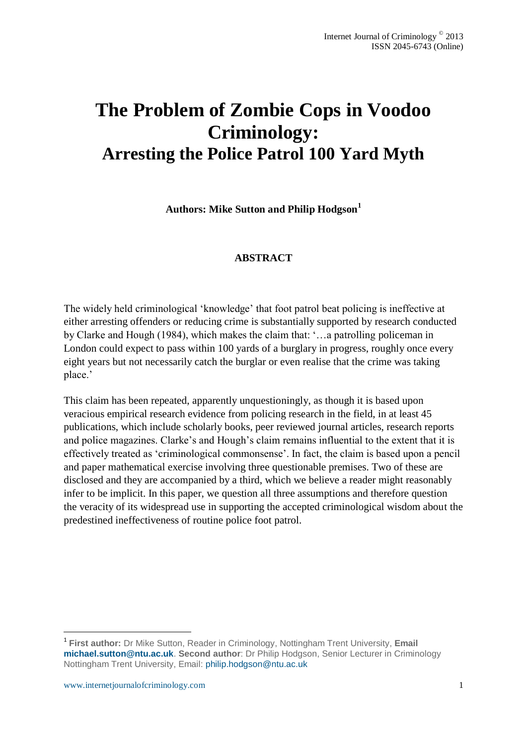# The Problem of Zombie Cops in Voodoo Criminology:
## Arresting the Police Patrol 100 Yard Myth

**Authors: Mike Sutton and Philip Hodgson[1]**

### ABSTRACT

The widely held criminological 'knowledge' that foot patrol beat policing is ineffective at either arresting offenders or reducing crime is substantially supported by research conducted by Clarke and Hough (1984), which makes the claim that: '…a patrolling policeman in London could expect to pass within 100 yards of a burglary in progress, roughly once every eight years but not necessarily catch the burglar or even realise that the crime was taking place.'

This claim has been repeated, apparently unquestioningly, as though it is based upon veracious empirical research evidence from policing research in the field, in at least 45 publications, which include scholarly books, peer reviewed journal articles, research reports and police magazines. Clarke's and Hough's claim remains influential to the extent that it is effectively treated as 'criminological commonsense'. In fact, the claim is based upon a pencil and paper mathematical exercise involving three questionable premises. Two of these are disclosed and they are accompanied by a third, which we believe a reader might reasonably infer to be implicit. In this paper, we question all three assumptions and therefore question the veracity of its widespread use in supporting the accepted criminological wisdom about the predestined ineffectiveness of routine police foot patrol.

[1] **First author:** Dr Mike Sutton, Reader in Criminology, Nottingham Trent University, **Email michael.sutton@ntu.ac.uk**. **Second author**: Dr Philip Hodgson, Senior Lecturer in Criminology Nottingham Trent University, Email: philip.hodgson@ntu.ac.uk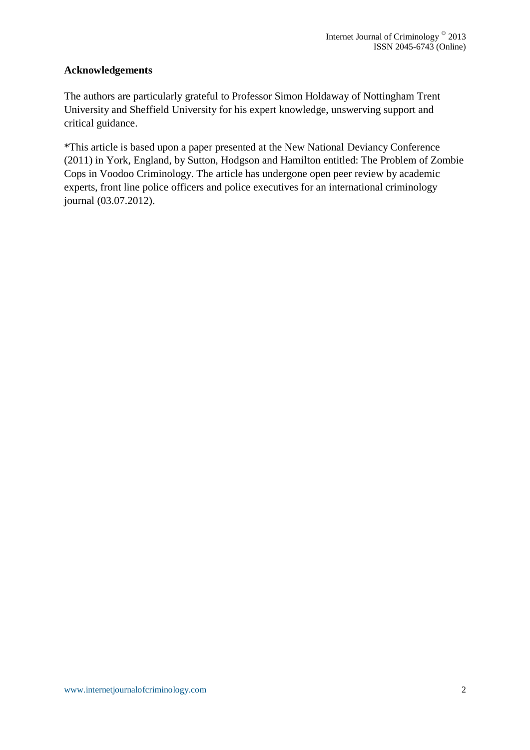**Acknowledgements**

The authors are particularly grateful to Professor Simon Holdaway of Nottingham Trent University and Sheffield University for his expert knowledge, unswerving support and critical guidance.

*This article is based upon a paper presented at the New National Deviancy Conference (2011) in York, England, by Sutton, Hodgson and Hamilton entitled: The Problem of Zombie Cops in Voodoo Criminology. The article has undergone open peer review by academic experts, front line police officers and police executives for an international criminology journal (03.07.2012).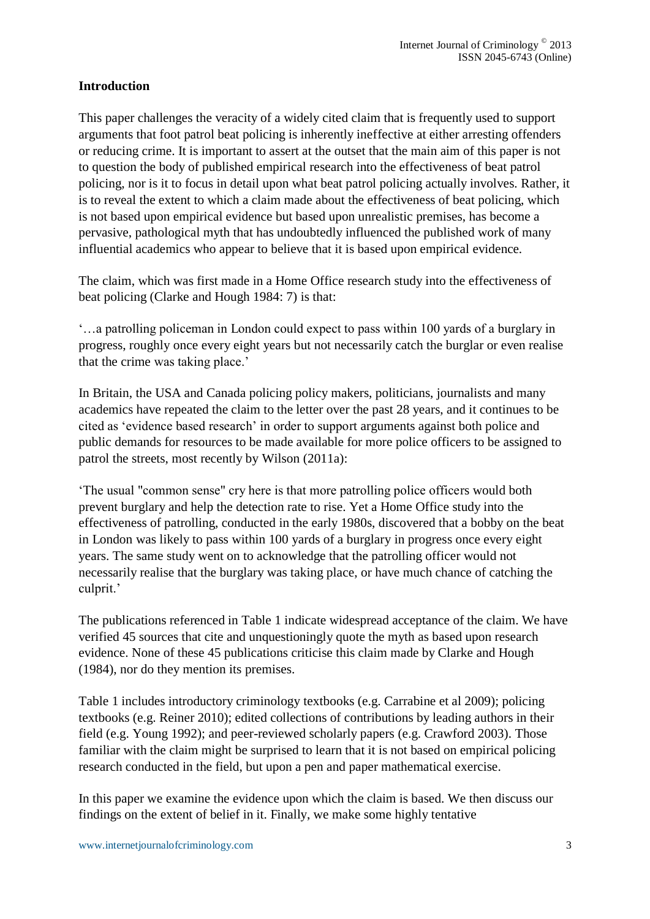## Introduction

This paper challenges the veracity of a widely cited claim that is frequently used to support arguments that foot patrol beat policing is inherently ineffective at either arresting offenders or reducing crime. It is important to assert at the outset that the main aim of this paper is not to question the body of published empirical research into the effectiveness of beat patrol policing, nor is it to focus in detail upon what beat patrol policing actually involves. Rather, it is to reveal the extent to which a claim made about the effectiveness of beat policing, which is not based upon empirical evidence but based upon unrealistic premises, has become a pervasive, pathological myth that has undoubtedly influenced the published work of many influential academics who appear to believe that it is based upon empirical evidence.

The claim, which was first made in a Home Office research study into the effectiveness of beat policing (Clarke and Hough 1984: 7) is that:

'…a patrolling policeman in London could expect to pass within 100 yards of a burglary in progress, roughly once every eight years but not necessarily catch the burglar or even realise that the crime was taking place.'

In Britain, the USA and Canada policing policy makers, politicians, journalists and many academics have repeated the claim to the letter over the past 28 years, and it continues to be cited as 'evidence based research' in order to support arguments against both police and public demands for resources to be made available for more police officers to be assigned to patrol the streets, most recently by Wilson (2011a):

'The usual "common sense" cry here is that more patrolling police officers would both prevent burglary and help the detection rate to rise. Yet a Home Office study into the effectiveness of patrolling, conducted in the early 1980s, discovered that a bobby on the beat in London was likely to pass within 100 yards of a burglary in progress once every eight years. The same study went on to acknowledge that the patrolling officer would not necessarily realise that the burglary was taking place, or have much chance of catching the culprit.'

The publications referenced in Table 1 indicate widespread acceptance of the claim. We have verified 45 sources that cite and unquestioningly quote the myth as based upon research evidence. None of these 45 publications criticise this claim made by Clarke and Hough (1984), nor do they mention its premises.

Table 1 includes introductory criminology textbooks (e.g. Carrabine et al 2009); policing textbooks (e.g. Reiner 2010); edited collections of contributions by leading authors in their field (e.g. Young 1992); and peer-reviewed scholarly papers (e.g. Crawford 2003). Those familiar with the claim might be surprised to learn that it is not based on empirical policing research conducted in the field, but upon a pen and paper mathematical exercise.

In this paper we examine the evidence upon which the claim is based. We then discuss our findings on the extent of belief in it. Finally, we make some highly tentative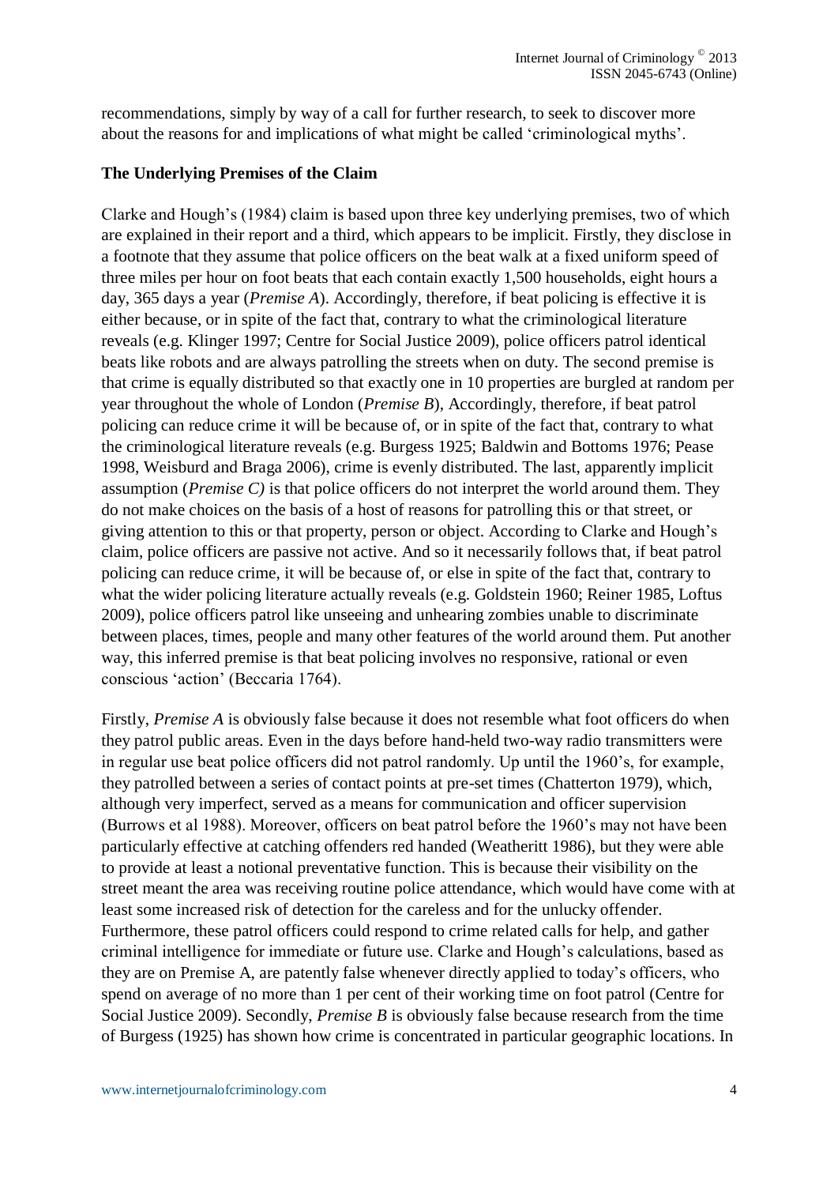recommendations, simply by way of a call for further research, to seek to discover more about the reasons for and implications of what might be called 'criminological myths'.

## The Underlying Premises of the Claim

Clarke and Hough's (1984) claim is based upon three key underlying premises, two of which are explained in their report and a third, which appears to be implicit. Firstly, they disclose in a footnote that they assume that police officers on the beat walk at a fixed uniform speed of three miles per hour on foot beats that each contain exactly 1,500 households, eight hours a day, 365 days a year (*Premise A*). Accordingly, therefore, if beat policing is effective it is either because, or in spite of the fact that, contrary to what the criminological literature reveals (e.g. Klinger 1997; Centre for Social Justice 2009), police officers patrol identical beats like robots and are always patrolling the streets when on duty. The second premise is that crime is equally distributed so that exactly one in 10 properties are burgled at random per year throughout the whole of London (*Premise B*), Accordingly, therefore, if beat patrol policing can reduce crime it will be because of, or in spite of the fact that, contrary to what the criminological literature reveals (e.g. Burgess 1925; Baldwin and Bottoms 1976; Pease 1998, Weisburd and Braga 2006), crime is evenly distributed. The last, apparently implicit assumption (*Premise C)* is that police officers do not interpret the world around them. They do not make choices on the basis of a host of reasons for patrolling this or that street, or giving attention to this or that property, person or object. According to Clarke and Hough's claim, police officers are passive not active. And so it necessarily follows that, if beat patrol policing can reduce crime, it will be because of, or else in spite of the fact that, contrary to what the wider policing literature actually reveals (e.g. Goldstein 1960; Reiner 1985, Loftus 2009), police officers patrol like unseeing and unhearing zombies unable to discriminate between places, times, people and many other features of the world around them. Put another way, this inferred premise is that beat policing involves no responsive, rational or even conscious 'action' (Beccaria 1764).

Firstly, *Premise A* is obviously false because it does not resemble what foot officers do when they patrol public areas. Even in the days before hand-held two-way radio transmitters were in regular use beat police officers did not patrol randomly. Up until the 1960's, for example, they patrolled between a series of contact points at pre-set times (Chatterton 1979), which, although very imperfect, served as a means for communication and officer supervision (Burrows et al 1988). Moreover, officers on beat patrol before the 1960's may not have been particularly effective at catching offenders red handed (Weatheritt 1986), but they were able to provide at least a notional preventative function. This is because their visibility on the street meant the area was receiving routine police attendance, which would have come with at least some increased risk of detection for the careless and for the unlucky offender. Furthermore, these patrol officers could respond to crime related calls for help, and gather criminal intelligence for immediate or future use. Clarke and Hough's calculations, based as they are on Premise A, are patently false whenever directly applied to today's officers, who spend on average of no more than 1 per cent of their working time on foot patrol (Centre for Social Justice 2009). Secondly, *Premise B* is obviously false because research from the time of Burgess (1925) has shown how crime is concentrated in particular geographic locations. In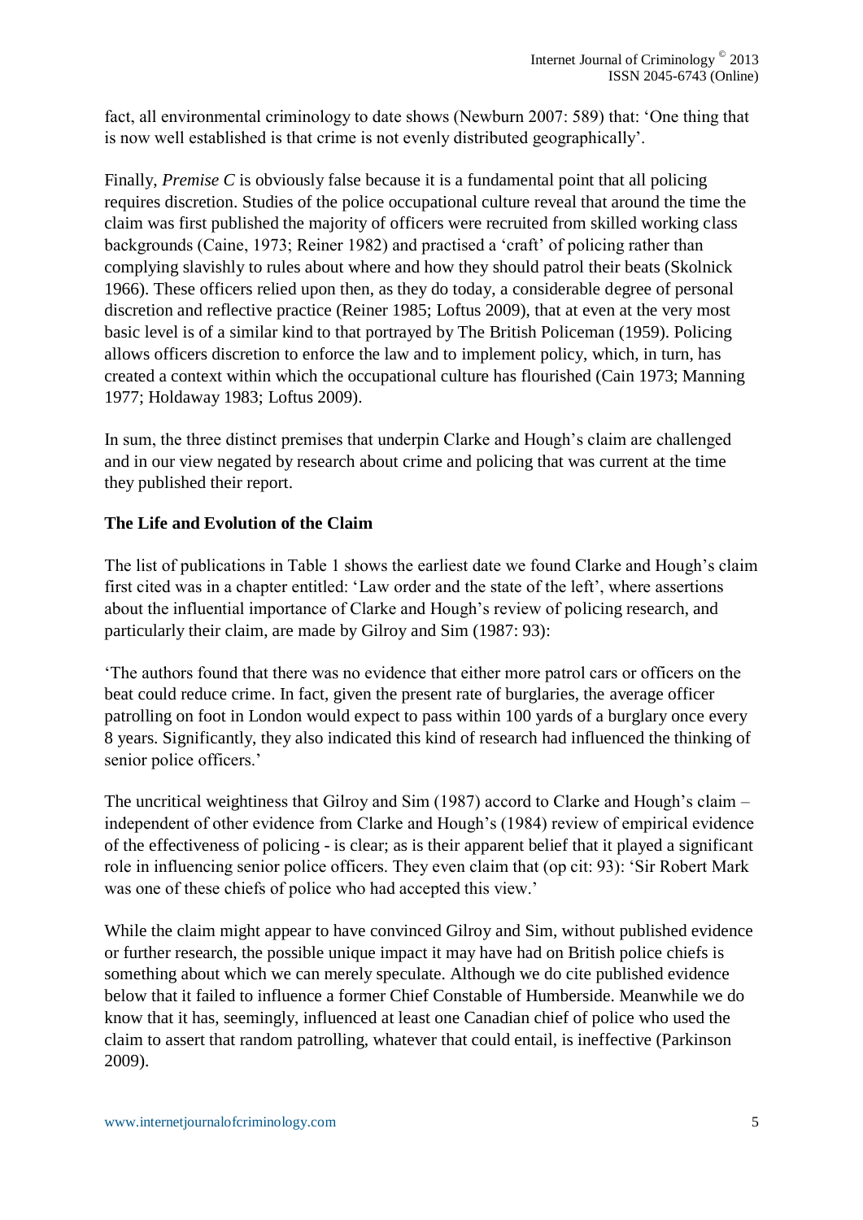fact, all environmental criminology to date shows (Newburn 2007: 589) that: 'One thing that is now well established is that crime is not evenly distributed geographically'.

Finally, *Premise C* is obviously false because it is a fundamental point that all policing requires discretion. Studies of the police occupational culture reveal that around the time the claim was first published the majority of officers were recruited from skilled working class backgrounds (Caine, 1973; Reiner 1982) and practised a 'craft' of policing rather than complying slavishly to rules about where and how they should patrol their beats (Skolnick 1966). These officers relied upon then, as they do today, a considerable degree of personal discretion and reflective practice (Reiner 1985; Loftus 2009), that at even at the very most basic level is of a similar kind to that portrayed by The British Policeman (1959). Policing allows officers discretion to enforce the law and to implement policy, which, in turn, has created a context within which the occupational culture has flourished (Cain 1973; Manning 1977; Holdaway 1983; Loftus 2009).

In sum, the three distinct premises that underpin Clarke and Hough's claim are challenged and in our view negated by research about crime and policing that was current at the time they published their report.

**The Life and Evolution of the Claim**

The list of publications in Table 1 shows the earliest date we found Clarke and Hough's claim first cited was in a chapter entitled: 'Law order and the state of the left', where assertions about the influential importance of Clarke and Hough's review of policing research, and particularly their claim, are made by Gilroy and Sim (1987: 93):

'The authors found that there was no evidence that either more patrol cars or officers on the beat could reduce crime. In fact, given the present rate of burglaries, the average officer patrolling on foot in London would expect to pass within 100 yards of a burglary once every 8 years. Significantly, they also indicated this kind of research had influenced the thinking of senior police officers.'

The uncritical weightiness that Gilroy and Sim (1987) accord to Clarke and Hough's claim – independent of other evidence from Clarke and Hough's (1984) review of empirical evidence of the effectiveness of policing - is clear; as is their apparent belief that it played a significant role in influencing senior police officers. They even claim that (op cit: 93): 'Sir Robert Mark was one of these chiefs of police who had accepted this view.'

While the claim might appear to have convinced Gilroy and Sim, without published evidence or further research, the possible unique impact it may have had on British police chiefs is something about which we can merely speculate. Although we do cite published evidence below that it failed to influence a former Chief Constable of Humberside. Meanwhile we do know that it has, seemingly, influenced at least one Canadian chief of police who used the claim to assert that random patrolling, whatever that could entail, is ineffective (Parkinson 2009).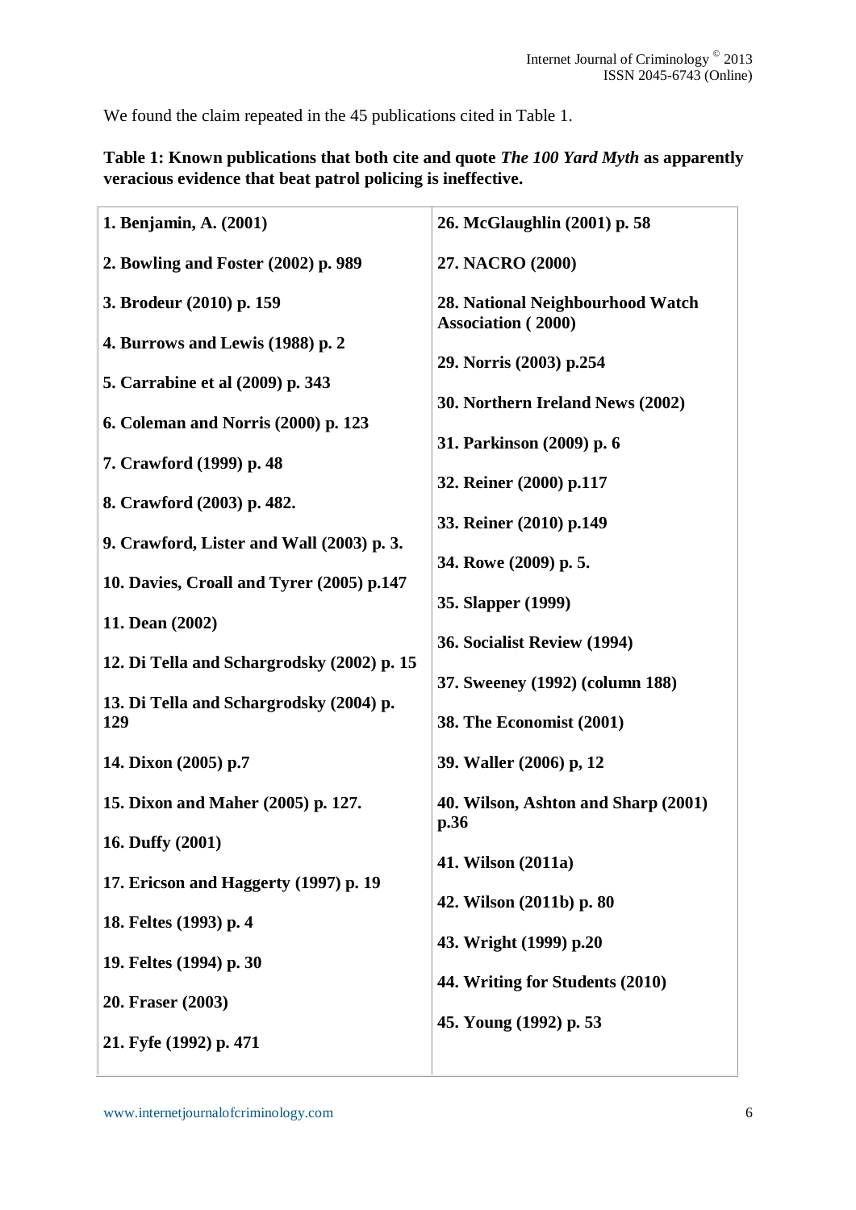We found the claim repeated in the 45 publications cited in Table 1.

**Table 1: Known publications that both cite and quote *The 100 Yard Myth* as apparently veracious evidence that beat patrol policing is ineffective.**

| | |
|---|---|
| **1. Benjamin, A. (2001)** | **26. McGlaughlin (2001) p. 58** |
| **2. Bowling and Foster (2002) p. 989** | **27. NACRO (2000)** |
| **3. Brodeur (2010) p. 159** | **28. National Neighbourhood Watch Association ( 2000)** |
| **4. Burrows and Lewis (1988) p. 2** | **29. Norris (2003) p.254** |
| **5. Carrabine et al (2009) p. 343** | **30. Northern Ireland News (2002)** |
| **6. Coleman and Norris (2000) p. 123** | **31. Parkinson (2009) p. 6** |
| **7. Crawford (1999) p. 48** | **32. Reiner (2000) p.117** |
| **8. Crawford (2003) p. 482.** | **33. Reiner (2010) p.149** |
| **9. Crawford, Lister and Wall (2003) p. 3.** | **34. Rowe (2009) p. 5.** |
| **10. Davies, Croall and Tyrer (2005) p.147** | **35. Slapper (1999)** |
| **11. Dean (2002)** | **36. Socialist Review (1994)** |
| **12. Di Tella and Schargrodsky (2002) p. 15** | **37. Sweeney (1992) (column 188)** |
| **13. Di Tella and Schargrodsky (2004) p. 129** | **38. The Economist (2001)** |
| **14. Dixon (2005) p.7** | **39. Waller (2006) p, 12** |
| **15. Dixon and Maher (2005) p. 127.** | **40. Wilson, Ashton and Sharp (2001) p.36** |
| **16. Duffy (2001)** | **41. Wilson (2011a)** |
| **17. Ericson and Haggerty (1997) p. 19** | **42. Wilson (2011b) p. 80** |
| **18. Feltes (1993) p. 4** | **43. Wright (1999) p.20** |
| **19. Feltes (1994) p. 30** | **44. Writing for Students (2010)** |
| **20. Fraser (2003)** | **45. Young (1992) p. 53** |
| **21. Fyfe (1992) p. 471** | |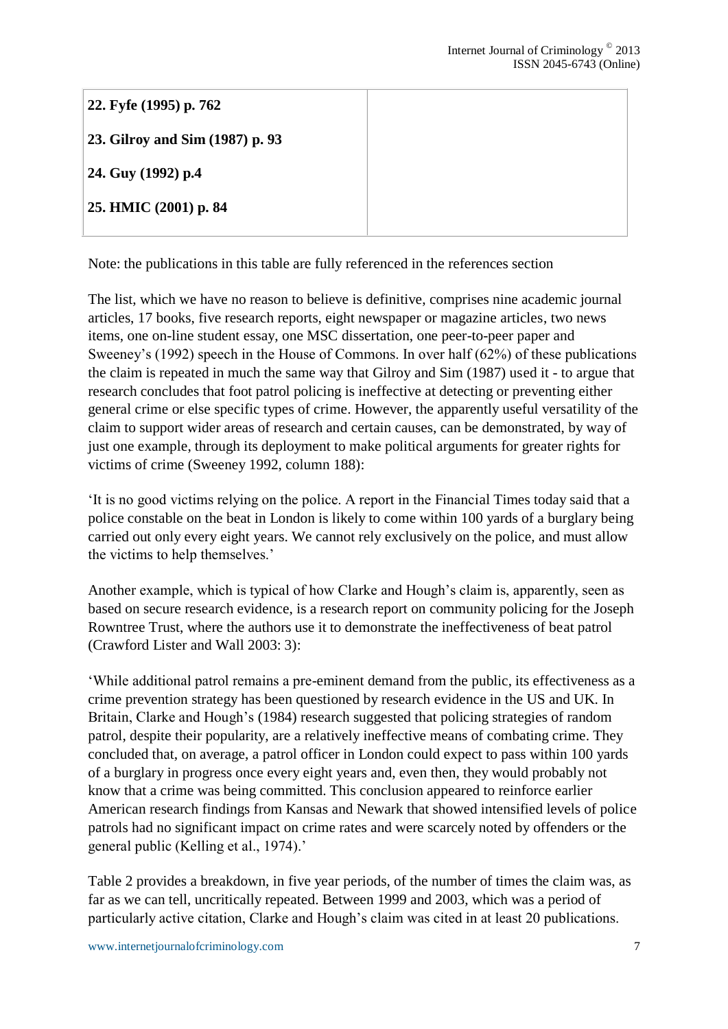| | |
|---|---|
| **22. Fyfe (1995) p. 762**<br><br>**23. Gilroy and Sim (1987) p. 93**<br><br>**24. Guy (1992) p.4**<br><br>**25. HMIC (2001) p. 84** | |

Note: the publications in this table are fully referenced in the references section

The list, which we have no reason to believe is definitive, comprises nine academic journal articles, 17 books, five research reports, eight newspaper or magazine articles, two news items, one on-line student essay, one MSC dissertation, one peer-to-peer paper and Sweeney's (1992) speech in the House of Commons. In over half (62%) of these publications the claim is repeated in much the same way that Gilroy and Sim (1987) used it - to argue that research concludes that foot patrol policing is ineffective at detecting or preventing either general crime or else specific types of crime. However, the apparently useful versatility of the claim to support wider areas of research and certain causes, can be demonstrated, by way of just one example, through its deployment to make political arguments for greater rights for victims of crime (Sweeney 1992, column 188):

'It is no good victims relying on the police. A report in the Financial Times today said that a police constable on the beat in London is likely to come within 100 yards of a burglary being carried out only every eight years. We cannot rely exclusively on the police, and must allow the victims to help themselves.'

Another example, which is typical of how Clarke and Hough's claim is, apparently, seen as based on secure research evidence, is a research report on community policing for the Joseph Rowntree Trust, where the authors use it to demonstrate the ineffectiveness of beat patrol (Crawford Lister and Wall 2003: 3):

'While additional patrol remains a pre-eminent demand from the public, its effectiveness as a crime prevention strategy has been questioned by research evidence in the US and UK. In Britain, Clarke and Hough's (1984) research suggested that policing strategies of random patrol, despite their popularity, are a relatively ineffective means of combating crime. They concluded that, on average, a patrol officer in London could expect to pass within 100 yards of a burglary in progress once every eight years and, even then, they would probably not know that a crime was being committed. This conclusion appeared to reinforce earlier American research findings from Kansas and Newark that showed intensified levels of police patrols had no significant impact on crime rates and were scarcely noted by offenders or the general public (Kelling et al., 1974).'

Table 2 provides a breakdown, in five year periods, of the number of times the claim was, as far as we can tell, uncritically repeated. Between 1999 and 2003, which was a period of particularly active citation, Clarke and Hough's claim was cited in at least 20 publications.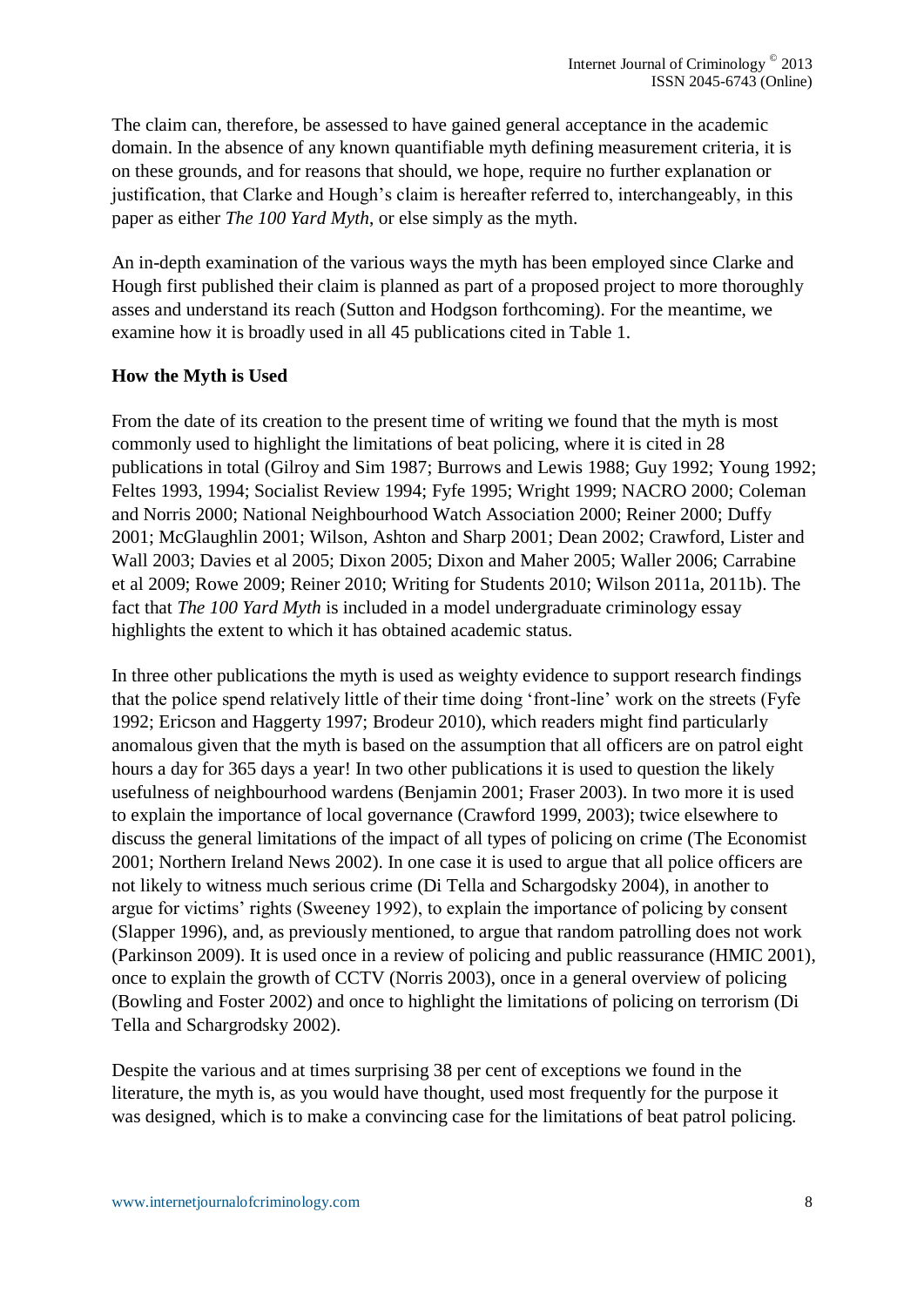The claim can, therefore, be assessed to have gained general acceptance in the academic domain. In the absence of any known quantifiable myth defining measurement criteria, it is on these grounds, and for reasons that should, we hope, require no further explanation or justification, that Clarke and Hough's claim is hereafter referred to, interchangeably, in this paper as either *The 100 Yard Myth*, or else simply as the myth.

An in-depth examination of the various ways the myth has been employed since Clarke and Hough first published their claim is planned as part of a proposed project to more thoroughly asses and understand its reach (Sutton and Hodgson forthcoming). For the meantime, we examine how it is broadly used in all 45 publications cited in Table 1.

**How the Myth is Used**

From the date of its creation to the present time of writing we found that the myth is most commonly used to highlight the limitations of beat policing, where it is cited in 28 publications in total (Gilroy and Sim 1987; Burrows and Lewis 1988; Guy 1992; Young 1992; Feltes 1993, 1994; Socialist Review 1994; Fyfe 1995; Wright 1999; NACRO 2000; Coleman and Norris 2000; National Neighbourhood Watch Association 2000; Reiner 2000; Duffy 2001; McGlaughlin 2001; Wilson, Ashton and Sharp 2001; Dean 2002; Crawford, Lister and Wall 2003; Davies et al 2005; Dixon 2005; Dixon and Maher 2005; Waller 2006; Carrabine et al 2009; Rowe 2009; Reiner 2010; Writing for Students 2010; Wilson 2011a, 2011b). The fact that *The 100 Yard Myth* is included in a model undergraduate criminology essay highlights the extent to which it has obtained academic status.

In three other publications the myth is used as weighty evidence to support research findings that the police spend relatively little of their time doing 'front-line' work on the streets (Fyfe 1992; Ericson and Haggerty 1997; Brodeur 2010), which readers might find particularly anomalous given that the myth is based on the assumption that all officers are on patrol eight hours a day for 365 days a year! In two other publications it is used to question the likely usefulness of neighbourhood wardens (Benjamin 2001; Fraser 2003). In two more it is used to explain the importance of local governance (Crawford 1999, 2003); twice elsewhere to discuss the general limitations of the impact of all types of policing on crime (The Economist 2001; Northern Ireland News 2002). In one case it is used to argue that all police officers are not likely to witness much serious crime (Di Tella and Schargodsky 2004), in another to argue for victims' rights (Sweeney 1992), to explain the importance of policing by consent (Slapper 1996), and, as previously mentioned, to argue that random patrolling does not work (Parkinson 2009). It is used once in a review of policing and public reassurance (HMIC 2001), once to explain the growth of CCTV (Norris 2003), once in a general overview of policing (Bowling and Foster 2002) and once to highlight the limitations of policing on terrorism (Di Tella and Schargrodsky 2002).

Despite the various and at times surprising 38 per cent of exceptions we found in the literature, the myth is, as you would have thought, used most frequently for the purpose it was designed, which is to make a convincing case for the limitations of beat patrol policing.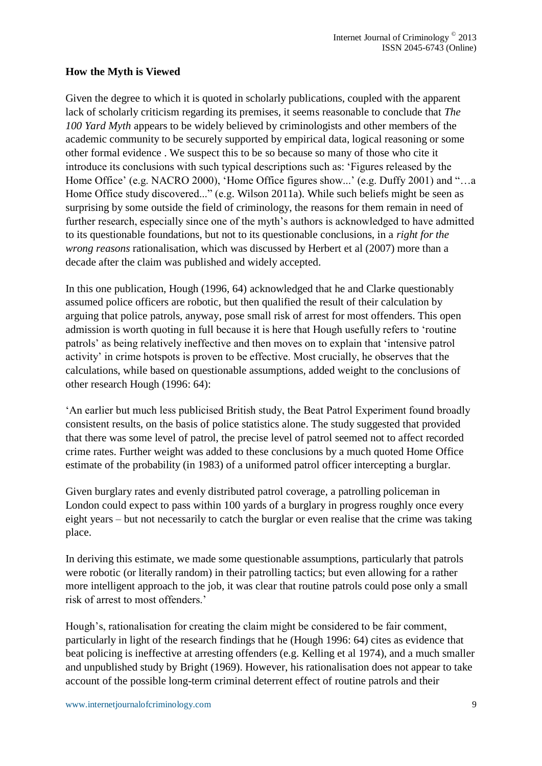**How the Myth is Viewed**

Given the degree to which it is quoted in scholarly publications, coupled with the apparent lack of scholarly criticism regarding its premises, it seems reasonable to conclude that *The 100 Yard Myth* appears to be widely believed by criminologists and other members of the academic community to be securely supported by empirical data, logical reasoning or some other formal evidence . We suspect this to be so because so many of those who cite it introduce its conclusions with such typical descriptions such as: 'Figures released by the Home Office' (e.g. NACRO 2000), 'Home Office figures show...' (e.g. Duffy 2001) and "…a Home Office study discovered..." (e.g. Wilson 2011a). While such beliefs might be seen as surprising by some outside the field of criminology, the reasons for them remain in need of further research, especially since one of the myth's authors is acknowledged to have admitted to its questionable foundations, but not to its questionable conclusions, in a *right for the wrong reasons* rationalisation, which was discussed by Herbert et al (2007) more than a decade after the claim was published and widely accepted.

In this one publication, Hough (1996, 64) acknowledged that he and Clarke questionably assumed police officers are robotic, but then qualified the result of their calculation by arguing that police patrols, anyway, pose small risk of arrest for most offenders. This open admission is worth quoting in full because it is here that Hough usefully refers to 'routine patrols' as being relatively ineffective and then moves on to explain that 'intensive patrol activity' in crime hotspots is proven to be effective. Most crucially, he observes that the calculations, while based on questionable assumptions, added weight to the conclusions of other research Hough (1996: 64):

'An earlier but much less publicised British study, the Beat Patrol Experiment found broadly consistent results, on the basis of police statistics alone. The study suggested that provided that there was some level of patrol, the precise level of patrol seemed not to affect recorded crime rates. Further weight was added to these conclusions by a much quoted Home Office estimate of the probability (in 1983) of a uniformed patrol officer intercepting a burglar.

Given burglary rates and evenly distributed patrol coverage, a patrolling policeman in London could expect to pass within 100 yards of a burglary in progress roughly once every eight years – but not necessarily to catch the burglar or even realise that the crime was taking place.

In deriving this estimate, we made some questionable assumptions, particularly that patrols were robotic (or literally random) in their patrolling tactics; but even allowing for a rather more intelligent approach to the job, it was clear that routine patrols could pose only a small risk of arrest to most offenders.'

Hough's, rationalisation for creating the claim might be considered to be fair comment, particularly in light of the research findings that he (Hough 1996: 64) cites as evidence that beat policing is ineffective at arresting offenders (e.g. Kelling et al 1974), and a much smaller and unpublished study by Bright (1969). However, his rationalisation does not appear to take account of the possible long-term criminal deterrent effect of routine patrols and their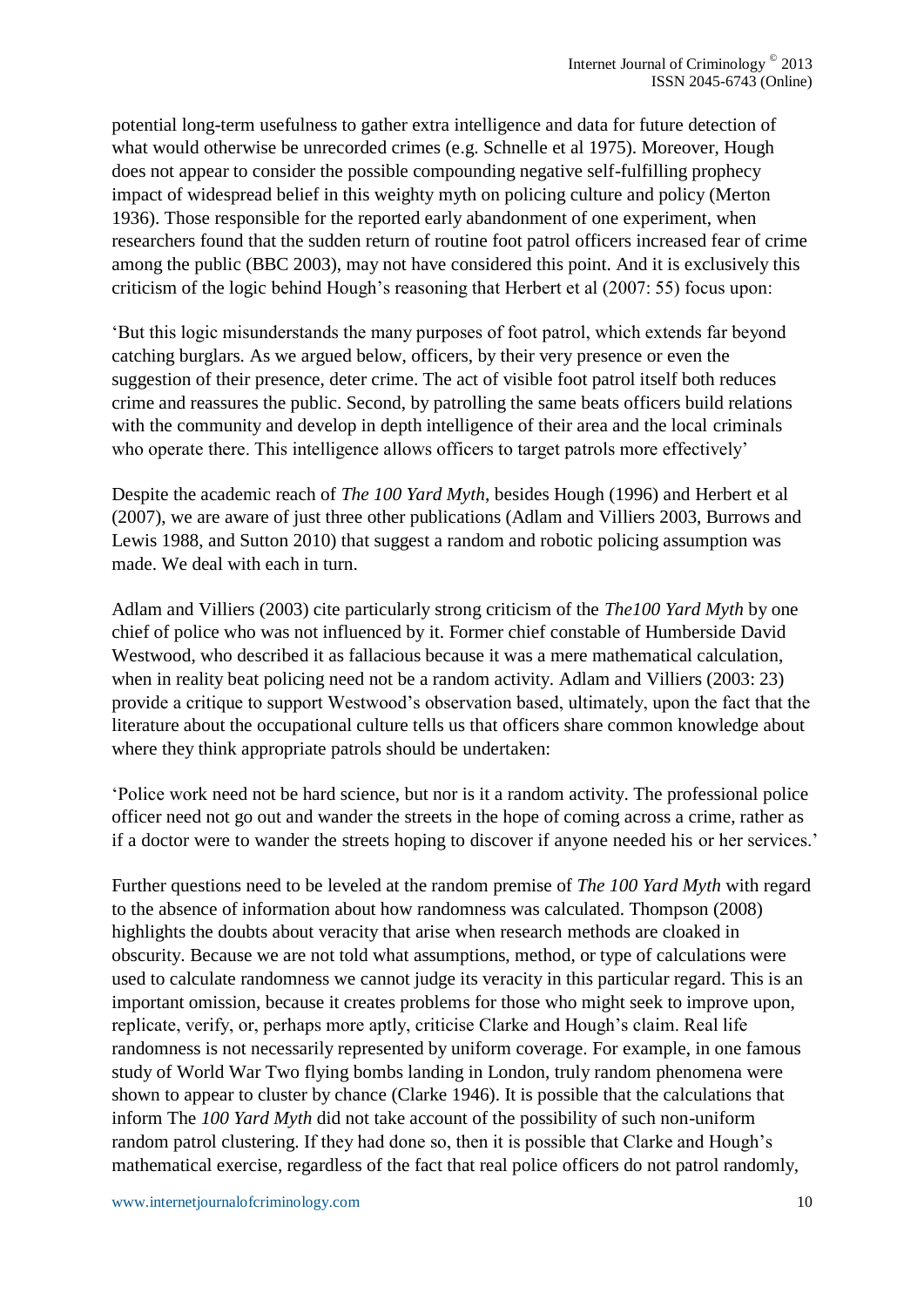potential long-term usefulness to gather extra intelligence and data for future detection of what would otherwise be unrecorded crimes (e.g. Schnelle et al 1975). Moreover, Hough does not appear to consider the possible compounding negative self-fulfilling prophecy impact of widespread belief in this weighty myth on policing culture and policy (Merton 1936). Those responsible for the reported early abandonment of one experiment, when researchers found that the sudden return of routine foot patrol officers increased fear of crime among the public (BBC 2003), may not have considered this point. And it is exclusively this criticism of the logic behind Hough's reasoning that Herbert et al (2007: 55) focus upon:

'But this logic misunderstands the many purposes of foot patrol, which extends far beyond catching burglars. As we argued below, officers, by their very presence or even the suggestion of their presence, deter crime. The act of visible foot patrol itself both reduces crime and reassures the public. Second, by patrolling the same beats officers build relations with the community and develop in depth intelligence of their area and the local criminals who operate there. This intelligence allows officers to target patrols more effectively'

Despite the academic reach of *The 100 Yard Myth*, besides Hough (1996) and Herbert et al (2007), we are aware of just three other publications (Adlam and Villiers 2003, Burrows and Lewis 1988, and Sutton 2010) that suggest a random and robotic policing assumption was made. We deal with each in turn.

Adlam and Villiers (2003) cite particularly strong criticism of the *The100 Yard Myth* by one chief of police who was not influenced by it. Former chief constable of Humberside David Westwood, who described it as fallacious because it was a mere mathematical calculation, when in reality beat policing need not be a random activity. Adlam and Villiers (2003: 23) provide a critique to support Westwood's observation based, ultimately, upon the fact that the literature about the occupational culture tells us that officers share common knowledge about where they think appropriate patrols should be undertaken:

'Police work need not be hard science, but nor is it a random activity. The professional police officer need not go out and wander the streets in the hope of coming across a crime, rather as if a doctor were to wander the streets hoping to discover if anyone needed his or her services.'

Further questions need to be leveled at the random premise of *The 100 Yard Myth* with regard to the absence of information about how randomness was calculated. Thompson (2008) highlights the doubts about veracity that arise when research methods are cloaked in obscurity. Because we are not told what assumptions, method, or type of calculations were used to calculate randomness we cannot judge its veracity in this particular regard. This is an important omission, because it creates problems for those who might seek to improve upon, replicate, verify, or, perhaps more aptly, criticise Clarke and Hough's claim. Real life randomness is not necessarily represented by uniform coverage. For example, in one famous study of World War Two flying bombs landing in London, truly random phenomena were shown to appear to cluster by chance (Clarke 1946). It is possible that the calculations that inform The *100 Yard Myth* did not take account of the possibility of such non-uniform random patrol clustering. If they had done so, then it is possible that Clarke and Hough's mathematical exercise, regardless of the fact that real police officers do not patrol randomly,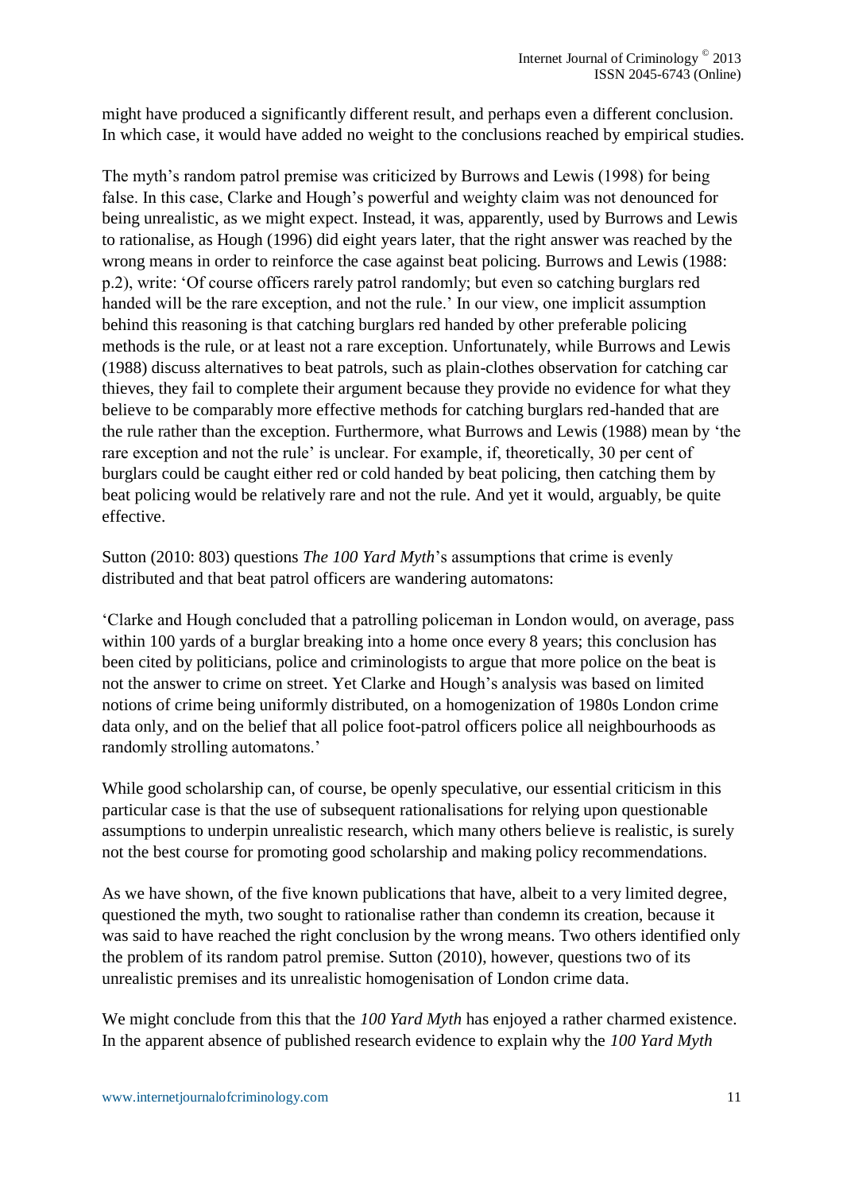might have produced a significantly different result, and perhaps even a different conclusion. In which case, it would have added no weight to the conclusions reached by empirical studies.

The myth's random patrol premise was criticized by Burrows and Lewis (1998) for being false. In this case, Clarke and Hough's powerful and weighty claim was not denounced for being unrealistic, as we might expect. Instead, it was, apparently, used by Burrows and Lewis to rationalise, as Hough (1996) did eight years later, that the right answer was reached by the wrong means in order to reinforce the case against beat policing. Burrows and Lewis (1988: p.2), write: 'Of course officers rarely patrol randomly; but even so catching burglars red handed will be the rare exception, and not the rule.' In our view, one implicit assumption behind this reasoning is that catching burglars red handed by other preferable policing methods is the rule, or at least not a rare exception. Unfortunately, while Burrows and Lewis (1988) discuss alternatives to beat patrols, such as plain-clothes observation for catching car thieves, they fail to complete their argument because they provide no evidence for what they believe to be comparably more effective methods for catching burglars red-handed that are the rule rather than the exception. Furthermore, what Burrows and Lewis (1988) mean by 'the rare exception and not the rule' is unclear. For example, if, theoretically, 30 per cent of burglars could be caught either red or cold handed by beat policing, then catching them by beat policing would be relatively rare and not the rule. And yet it would, arguably, be quite effective.

Sutton (2010: 803) questions *The 100 Yard Myth*'s assumptions that crime is evenly distributed and that beat patrol officers are wandering automatons:

'Clarke and Hough concluded that a patrolling policeman in London would, on average, pass within 100 yards of a burglar breaking into a home once every 8 years; this conclusion has been cited by politicians, police and criminologists to argue that more police on the beat is not the answer to crime on street. Yet Clarke and Hough's analysis was based on limited notions of crime being uniformly distributed, on a homogenization of 1980s London crime data only, and on the belief that all police foot-patrol officers police all neighbourhoods as randomly strolling automatons.'

While good scholarship can, of course, be openly speculative, our essential criticism in this particular case is that the use of subsequent rationalisations for relying upon questionable assumptions to underpin unrealistic research, which many others believe is realistic, is surely not the best course for promoting good scholarship and making policy recommendations.

As we have shown, of the five known publications that have, albeit to a very limited degree, questioned the myth, two sought to rationalise rather than condemn its creation, because it was said to have reached the right conclusion by the wrong means. Two others identified only the problem of its random patrol premise. Sutton (2010), however, questions two of its unrealistic premises and its unrealistic homogenisation of London crime data.

We might conclude from this that the *100 Yard Myth* has enjoyed a rather charmed existence. In the apparent absence of published research evidence to explain why the *100 Yard Myth*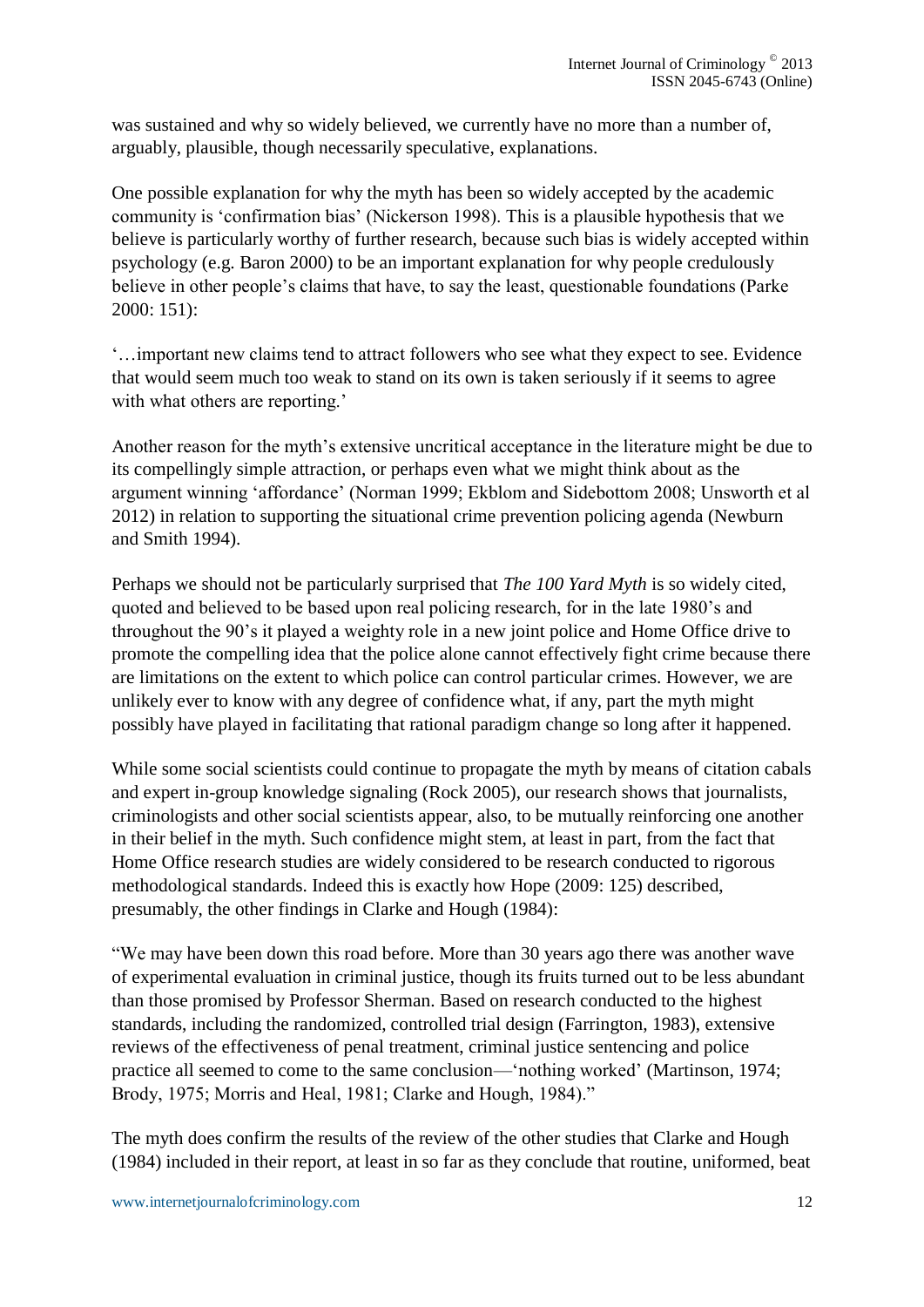was sustained and why so widely believed, we currently have no more than a number of, arguably, plausible, though necessarily speculative, explanations.

One possible explanation for why the myth has been so widely accepted by the academic community is 'confirmation bias' (Nickerson 1998). This is a plausible hypothesis that we believe is particularly worthy of further research, because such bias is widely accepted within psychology (e.g. Baron 2000) to be an important explanation for why people credulously believe in other people's claims that have, to say the least, questionable foundations (Parke 2000: 151):

'…important new claims tend to attract followers who see what they expect to see. Evidence that would seem much too weak to stand on its own is taken seriously if it seems to agree with what others are reporting.'

Another reason for the myth's extensive uncritical acceptance in the literature might be due to its compellingly simple attraction, or perhaps even what we might think about as the argument winning 'affordance' (Norman 1999; Ekblom and Sidebottom 2008; Unsworth et al 2012) in relation to supporting the situational crime prevention policing agenda (Newburn and Smith 1994).

Perhaps we should not be particularly surprised that *The 100 Yard Myth* is so widely cited, quoted and believed to be based upon real policing research, for in the late 1980's and throughout the 90's it played a weighty role in a new joint police and Home Office drive to promote the compelling idea that the police alone cannot effectively fight crime because there are limitations on the extent to which police can control particular crimes. However, we are unlikely ever to know with any degree of confidence what, if any, part the myth might possibly have played in facilitating that rational paradigm change so long after it happened.

While some social scientists could continue to propagate the myth by means of citation cabals and expert in-group knowledge signaling (Rock 2005), our research shows that journalists, criminologists and other social scientists appear, also, to be mutually reinforcing one another in their belief in the myth. Such confidence might stem, at least in part, from the fact that Home Office research studies are widely considered to be research conducted to rigorous methodological standards. Indeed this is exactly how Hope (2009: 125) described, presumably, the other findings in Clarke and Hough (1984):

"We may have been down this road before. More than 30 years ago there was another wave of experimental evaluation in criminal justice, though its fruits turned out to be less abundant than those promised by Professor Sherman. Based on research conducted to the highest standards, including the randomized, controlled trial design (Farrington, 1983), extensive reviews of the effectiveness of penal treatment, criminal justice sentencing and police practice all seemed to come to the same conclusion—'nothing worked' (Martinson, 1974; Brody, 1975; Morris and Heal, 1981; Clarke and Hough, 1984)."

The myth does confirm the results of the review of the other studies that Clarke and Hough (1984) included in their report, at least in so far as they conclude that routine, uniformed, beat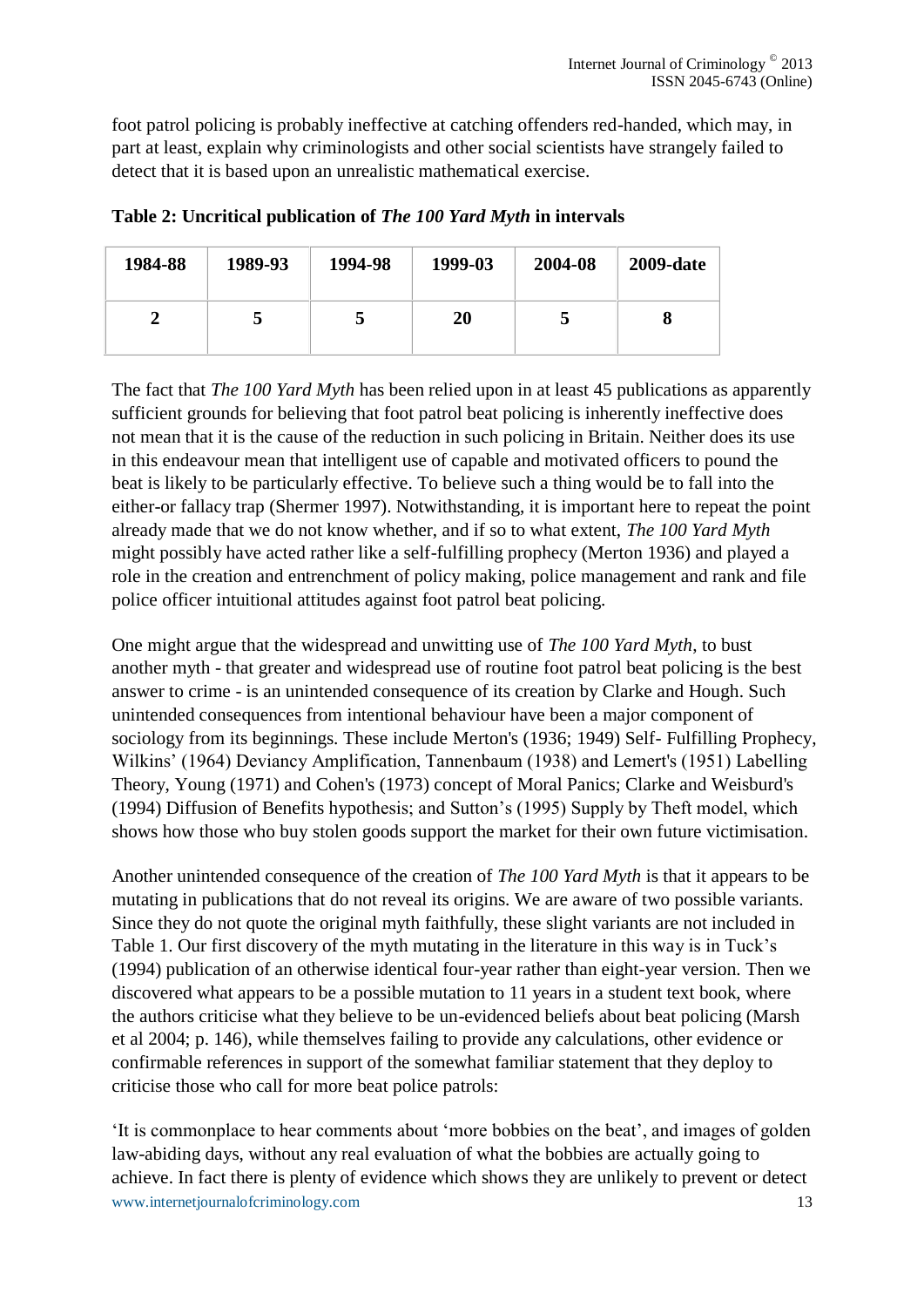foot patrol policing is probably ineffective at catching offenders red-handed, which may, in part at least, explain why criminologists and other social scientists have strangely failed to detect that it is based upon an unrealistic mathematical exercise.

**Table 2: Uncritical publication of *The 100 Yard Myth* in intervals**

| 1984-88 | 1989-93 | 1994-98 | 1999-03 | 2004-08 | 2009-date |
|---|---|---|---|---|---|
| 2 | 5 | 5 | 20 | 5 | 8 |

The fact that *The 100 Yard Myth* has been relied upon in at least 45 publications as apparently sufficient grounds for believing that foot patrol beat policing is inherently ineffective does not mean that it is the cause of the reduction in such policing in Britain. Neither does its use in this endeavour mean that intelligent use of capable and motivated officers to pound the beat is likely to be particularly effective. To believe such a thing would be to fall into the either-or fallacy trap (Shermer 1997). Notwithstanding, it is important here to repeat the point already made that we do not know whether, and if so to what extent, *The 100 Yard Myth* might possibly have acted rather like a self-fulfilling prophecy (Merton 1936) and played a role in the creation and entrenchment of policy making, police management and rank and file police officer intuitional attitudes against foot patrol beat policing.

One might argue that the widespread and unwitting use of *The 100 Yard Myth*, to bust another myth - that greater and widespread use of routine foot patrol beat policing is the best answer to crime - is an unintended consequence of its creation by Clarke and Hough. Such unintended consequences from intentional behaviour have been a major component of sociology from its beginnings. These include Merton's (1936; 1949) Self- Fulfilling Prophecy, Wilkins' (1964) Deviancy Amplification, Tannenbaum (1938) and Lemert's (1951) Labelling Theory, Young (1971) and Cohen's (1973) concept of Moral Panics; Clarke and Weisburd's (1994) Diffusion of Benefits hypothesis; and Sutton's (1995) Supply by Theft model, which shows how those who buy stolen goods support the market for their own future victimisation.

Another unintended consequence of the creation of *The 100 Yard Myth* is that it appears to be mutating in publications that do not reveal its origins. We are aware of two possible variants. Since they do not quote the original myth faithfully, these slight variants are not included in Table 1. Our first discovery of the myth mutating in the literature in this way is in Tuck's (1994) publication of an otherwise identical four-year rather than eight-year version. Then we discovered what appears to be a possible mutation to 11 years in a student text book, where the authors criticise what they believe to be un-evidenced beliefs about beat policing (Marsh et al 2004; p. 146), while themselves failing to provide any calculations, other evidence or confirmable references in support of the somewhat familiar statement that they deploy to criticise those who call for more beat police patrols:

'It is commonplace to hear comments about 'more bobbies on the beat', and images of golden law-abiding days, without any real evaluation of what the bobbies are actually going to achieve. In fact there is plenty of evidence which shows they are unlikely to prevent or detect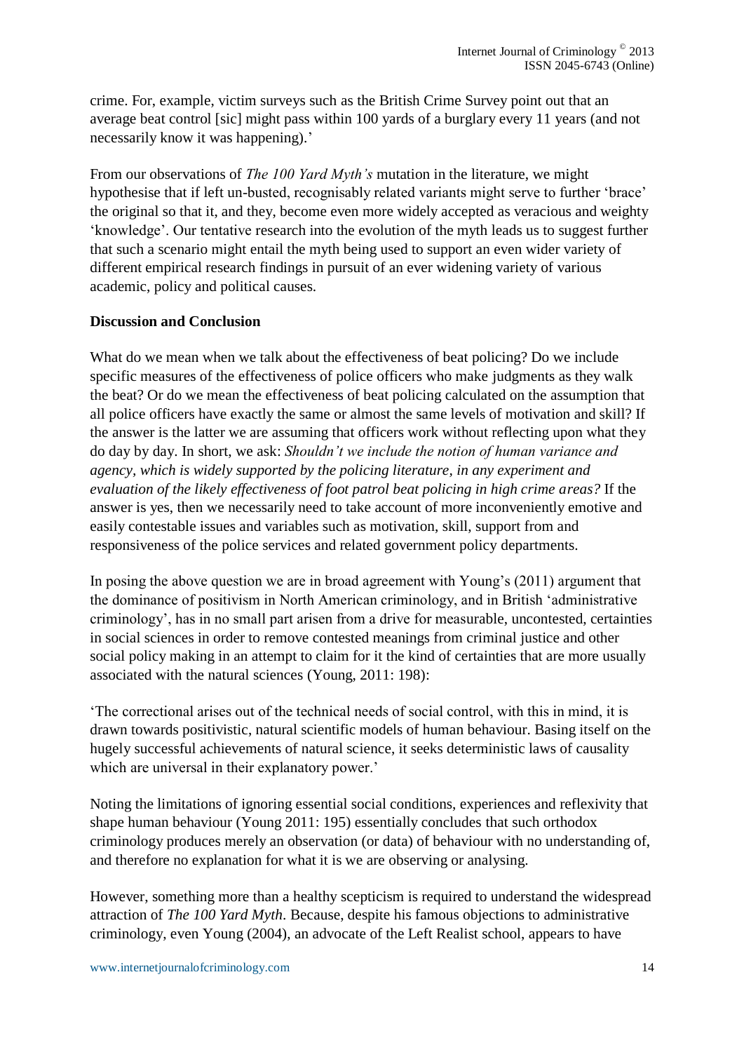crime. For, example, victim surveys such as the British Crime Survey point out that an average beat control [sic] might pass within 100 yards of a burglary every 11 years (and not necessarily know it was happening).'

From our observations of *The 100 Yard Myth's* mutation in the literature, we might hypothesise that if left un-busted, recognisably related variants might serve to further 'brace' the original so that it, and they, become even more widely accepted as veracious and weighty 'knowledge'. Our tentative research into the evolution of the myth leads us to suggest further that such a scenario might entail the myth being used to support an even wider variety of different empirical research findings in pursuit of an ever widening variety of various academic, policy and political causes.

## Discussion and Conclusion

What do we mean when we talk about the effectiveness of beat policing? Do we include specific measures of the effectiveness of police officers who make judgments as they walk the beat? Or do we mean the effectiveness of beat policing calculated on the assumption that all police officers have exactly the same or almost the same levels of motivation and skill? If the answer is the latter we are assuming that officers work without reflecting upon what they do day by day. In short, we ask: *Shouldn't we include the notion of human variance and agency, which is widely supported by the policing literature, in any experiment and evaluation of the likely effectiveness of foot patrol beat policing in high crime areas?* If the answer is yes, then we necessarily need to take account of more inconveniently emotive and easily contestable issues and variables such as motivation, skill, support from and responsiveness of the police services and related government policy departments.

In posing the above question we are in broad agreement with Young's (2011) argument that the dominance of positivism in North American criminology, and in British 'administrative criminology', has in no small part arisen from a drive for measurable, uncontested, certainties in social sciences in order to remove contested meanings from criminal justice and other social policy making in an attempt to claim for it the kind of certainties that are more usually associated with the natural sciences (Young, 2011: 198):

'The correctional arises out of the technical needs of social control, with this in mind, it is drawn towards positivistic, natural scientific models of human behaviour. Basing itself on the hugely successful achievements of natural science, it seeks deterministic laws of causality which are universal in their explanatory power.'

Noting the limitations of ignoring essential social conditions, experiences and reflexivity that shape human behaviour (Young 2011: 195) essentially concludes that such orthodox criminology produces merely an observation (or data) of behaviour with no understanding of, and therefore no explanation for what it is we are observing or analysing.

However, something more than a healthy scepticism is required to understand the widespread attraction of *The 100 Yard Myth*. Because, despite his famous objections to administrative criminology, even Young (2004), an advocate of the Left Realist school, appears to have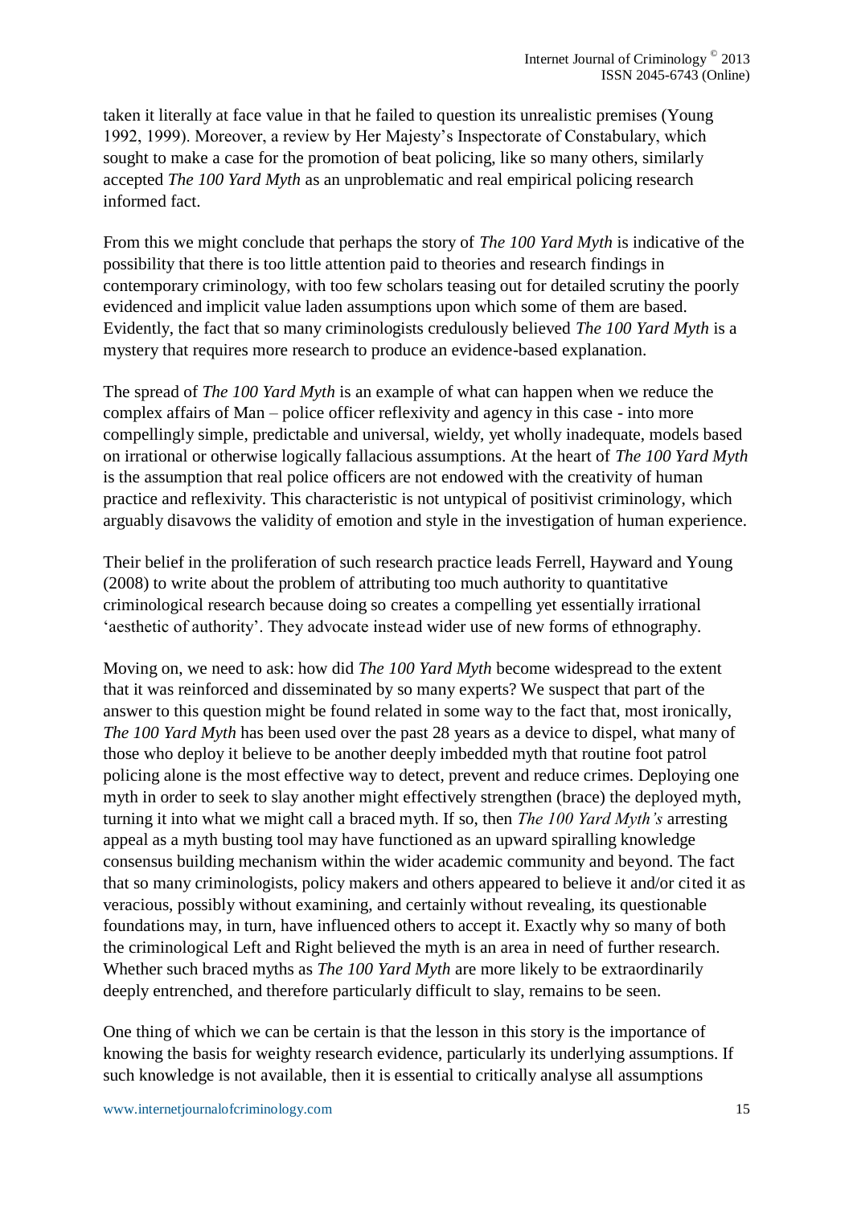taken it literally at face value in that he failed to question its unrealistic premises (Young 1992, 1999). Moreover, a review by Her Majesty's Inspectorate of Constabulary, which sought to make a case for the promotion of beat policing, like so many others, similarly accepted *The 100 Yard Myth* as an unproblematic and real empirical policing research informed fact.

From this we might conclude that perhaps the story of *The 100 Yard Myth* is indicative of the possibility that there is too little attention paid to theories and research findings in contemporary criminology, with too few scholars teasing out for detailed scrutiny the poorly evidenced and implicit value laden assumptions upon which some of them are based. Evidently, the fact that so many criminologists credulously believed *The 100 Yard Myth* is a mystery that requires more research to produce an evidence-based explanation.

The spread of *The 100 Yard Myth* is an example of what can happen when we reduce the complex affairs of Man – police officer reflexivity and agency in this case - into more compellingly simple, predictable and universal, wieldy, yet wholly inadequate, models based on irrational or otherwise logically fallacious assumptions. At the heart of *The 100 Yard Myth* is the assumption that real police officers are not endowed with the creativity of human practice and reflexivity. This characteristic is not untypical of positivist criminology, which arguably disavows the validity of emotion and style in the investigation of human experience.

Their belief in the proliferation of such research practice leads Ferrell, Hayward and Young (2008) to write about the problem of attributing too much authority to quantitative criminological research because doing so creates a compelling yet essentially irrational 'aesthetic of authority'. They advocate instead wider use of new forms of ethnography.

Moving on, we need to ask: how did *The 100 Yard Myth* become widespread to the extent that it was reinforced and disseminated by so many experts? We suspect that part of the answer to this question might be found related in some way to the fact that, most ironically, *The 100 Yard Myth* has been used over the past 28 years as a device to dispel, what many of those who deploy it believe to be another deeply imbedded myth that routine foot patrol policing alone is the most effective way to detect, prevent and reduce crimes. Deploying one myth in order to seek to slay another might effectively strengthen (brace) the deployed myth, turning it into what we might call a braced myth. If so, then *The 100 Yard Myth's* arresting appeal as a myth busting tool may have functioned as an upward spiralling knowledge consensus building mechanism within the wider academic community and beyond. The fact that so many criminologists, policy makers and others appeared to believe it and/or cited it as veracious, possibly without examining, and certainly without revealing, its questionable foundations may, in turn, have influenced others to accept it. Exactly why so many of both the criminological Left and Right believed the myth is an area in need of further research. Whether such braced myths as *The 100 Yard Myth* are more likely to be extraordinarily deeply entrenched, and therefore particularly difficult to slay, remains to be seen.

One thing of which we can be certain is that the lesson in this story is the importance of knowing the basis for weighty research evidence, particularly its underlying assumptions. If such knowledge is not available, then it is essential to critically analyse all assumptions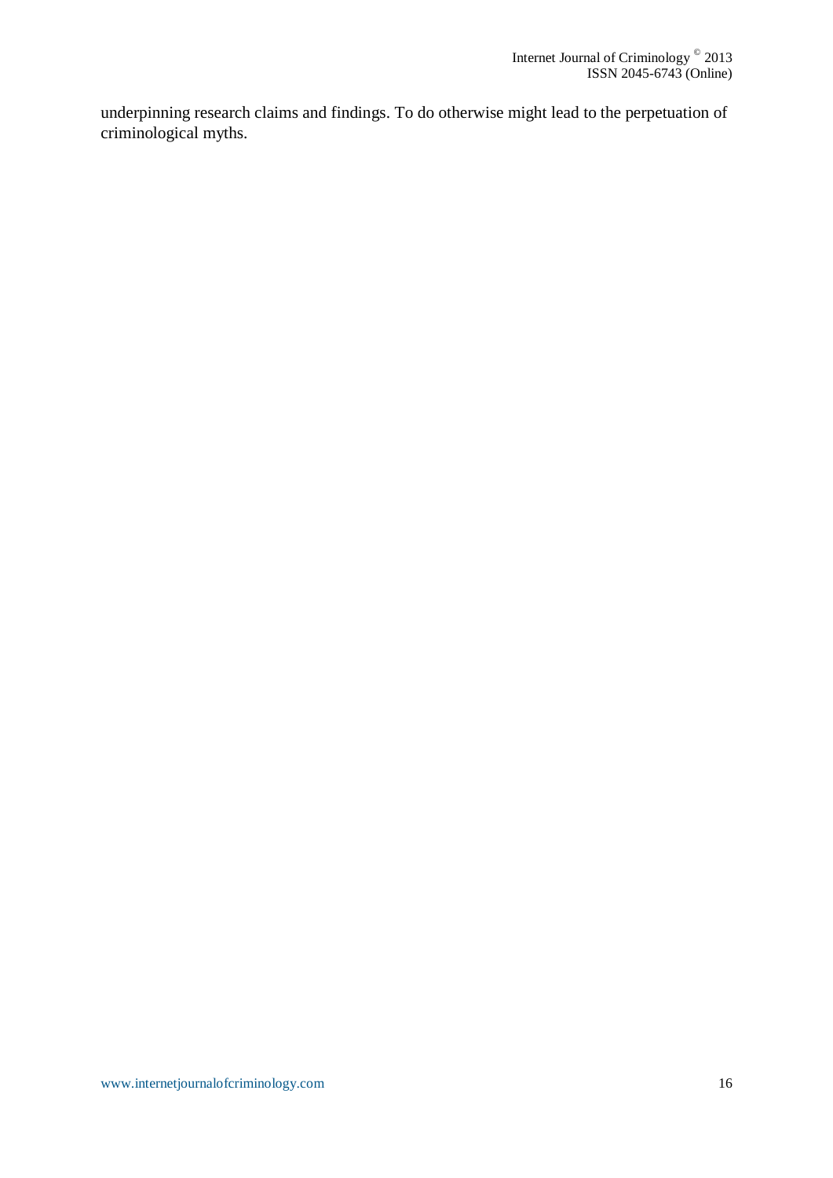underpinning research claims and findings. To do otherwise might lead to the perpetuation of criminological myths.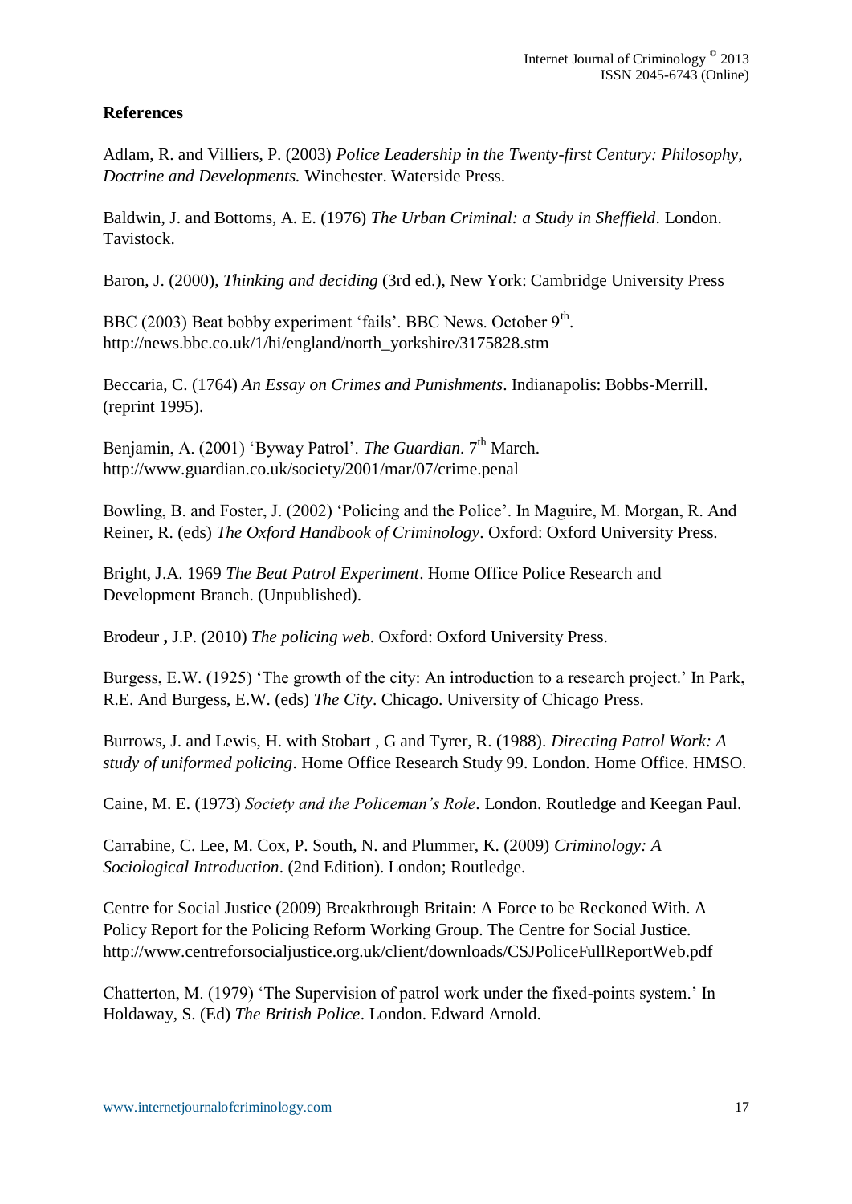**References**

Adlam, R. and Villiers, P. (2003) *Police Leadership in the Twenty-first Century: Philosophy, Doctrine and Developments.* Winchester. Waterside Press.

Baldwin, J. and Bottoms, A. E. (1976) *The Urban Criminal: a Study in Sheffield*. London. Tavistock.

Baron, J. (2000), *Thinking and deciding* (3rd ed.), New York: Cambridge University Press

BBC (2003) Beat bobby experiment 'fails'. BBC News. October 9th.
http://news.bbc.co.uk/1/hi/england/north_yorkshire/3175828.stm

Beccaria, C. (1764) *An Essay on Crimes and Punishments*. Indianapolis: Bobbs-Merrill. (reprint 1995).

Benjamin, A. (2001) 'Byway Patrol'. *The Guardian*. 7th March.
http://www.guardian.co.uk/society/2001/mar/07/crime.penal

Bowling, B. and Foster, J. (2002) 'Policing and the Police'. In Maguire, M. Morgan, R. And Reiner, R. (eds) *The Oxford Handbook of Criminology*. Oxford: Oxford University Press.

Bright, J.A. 1969 *The Beat Patrol Experiment*. Home Office Police Research and Development Branch. (Unpublished).

Brodeur **,** J.P. (2010) *The policing web*. Oxford: Oxford University Press.

Burgess, E.W. (1925) 'The growth of the city: An introduction to a research project.' In Park, R.E. And Burgess, E.W. (eds) *The City*. Chicago. University of Chicago Press.

Burrows, J. and Lewis, H. with Stobart , G and Tyrer, R. (1988). *Directing Patrol Work: A study of uniformed policing*. Home Office Research Study 99. London. Home Office. HMSO.

Caine, M. E. (1973) *Society and the Policeman's Role*. London. Routledge and Keegan Paul.

Carrabine, C. Lee, M. Cox, P. South, N. and Plummer, K. (2009) *Criminology: A Sociological Introduction*. (2nd Edition). London; Routledge.

Centre for Social Justice (2009) Breakthrough Britain: A Force to be Reckoned With. A Policy Report for the Policing Reform Working Group. The Centre for Social Justice.
http://www.centreforsocialjustice.org.uk/client/downloads/CSJPoliceFullReportWeb.pdf

Chatterton, M. (1979) 'The Supervision of patrol work under the fixed-points system.' In Holdaway, S. (Ed) *The British Police*. London. Edward Arnold.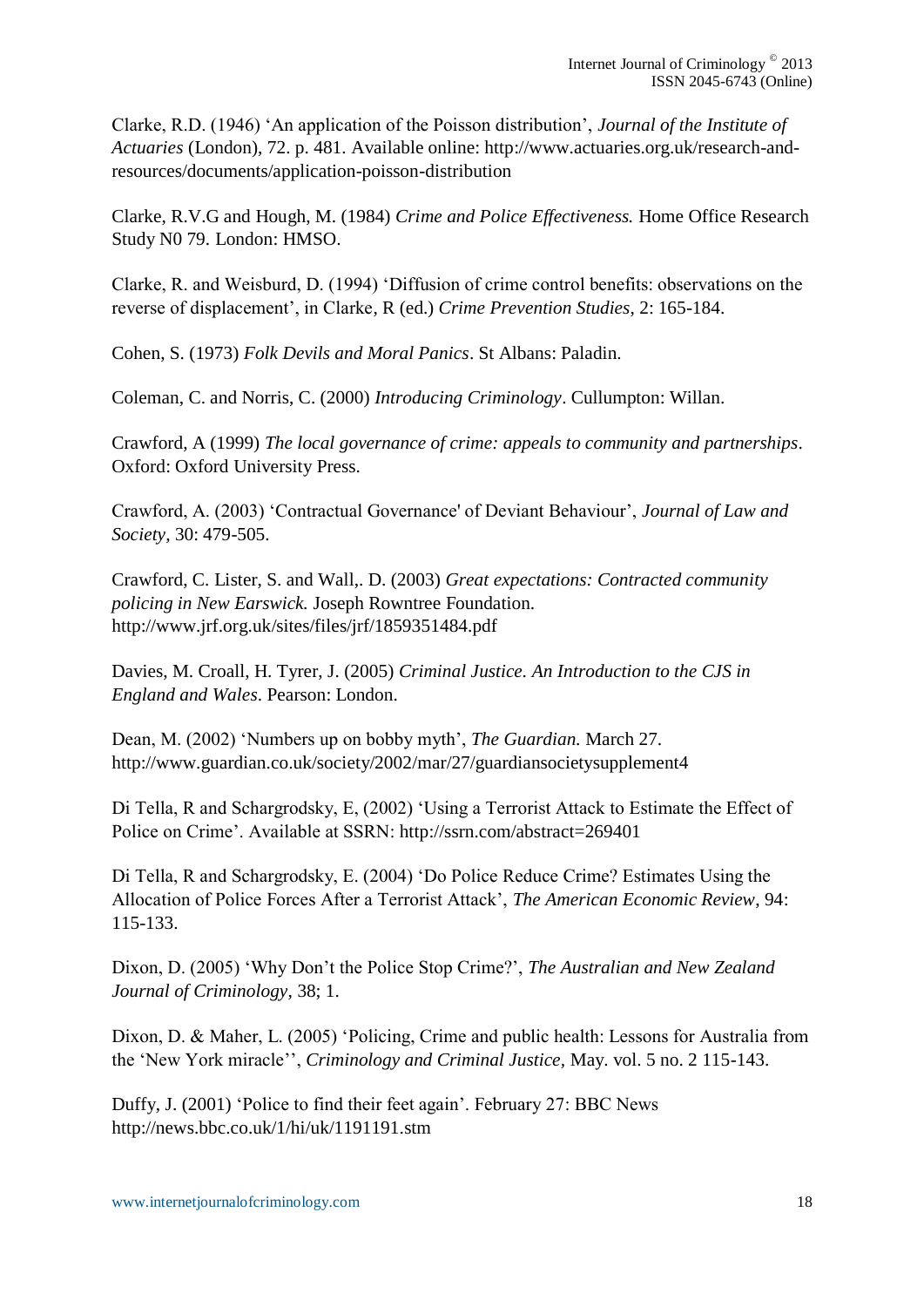Clarke, R.D. (1946) 'An application of the Poisson distribution', *Journal of the Institute of Actuaries* (London), 72. p. 481. Available online: http://www.actuaries.org.uk/research-and-resources/documents/application-poisson-distribution

Clarke, R.V.G and Hough, M. (1984) *Crime and Police Effectiveness.* Home Office Research Study N0 79. London: HMSO.

Clarke, R. and Weisburd, D. (1994) 'Diffusion of crime control benefits: observations on the reverse of displacement', in Clarke, R (ed.) *Crime Prevention Studies*, 2: 165-184.

Cohen, S. (1973) *Folk Devils and Moral Panics*. St Albans: Paladin.

Coleman, C. and Norris, C. (2000) *Introducing Criminology*. Cullumpton: Willan.

Crawford, A (1999) *The local governance of crime: appeals to community and partnerships*. Oxford: Oxford University Press.

Crawford, A. (2003) 'Contractual Governance' of Deviant Behaviour', *Journal of Law and Society*, 30: 479-505.

Crawford, C. Lister, S. and Wall,. D. (2003) *Great expectations: Contracted community policing in New Earswick.* Joseph Rowntree Foundation. http://www.jrf.org.uk/sites/files/jrf/1859351484.pdf

Davies, M. Croall, H. Tyrer, J. (2005) *Criminal Justice. An Introduction to the CJS in England and Wales*. Pearson: London.

Dean, M. (2002) 'Numbers up on bobby myth', *The Guardian.* March 27. http://www.guardian.co.uk/society/2002/mar/27/guardiansocietysupplement4

Di Tella, R and Schargrodsky, E, (2002) 'Using a Terrorist Attack to Estimate the Effect of Police on Crime'. Available at SSRN: http://ssrn.com/abstract=269401

Di Tella, R and Schargrodsky, E. (2004) 'Do Police Reduce Crime? Estimates Using the Allocation of Police Forces After a Terrorist Attack', *The American Economic Review*, 94: 115-133.

Dixon, D. (2005) 'Why Don't the Police Stop Crime?', *The Australian and New Zealand Journal of Criminology*, 38; 1.

Dixon, D. & Maher, L. (2005) 'Policing, Crime and public health: Lessons for Australia from the 'New York miracle'', *Criminology and Criminal Justice*, May. vol. 5 no. 2 115-143.

Duffy, J. (2001) 'Police to find their feet again'. February 27: BBC News http://news.bbc.co.uk/1/hi/uk/1191191.stm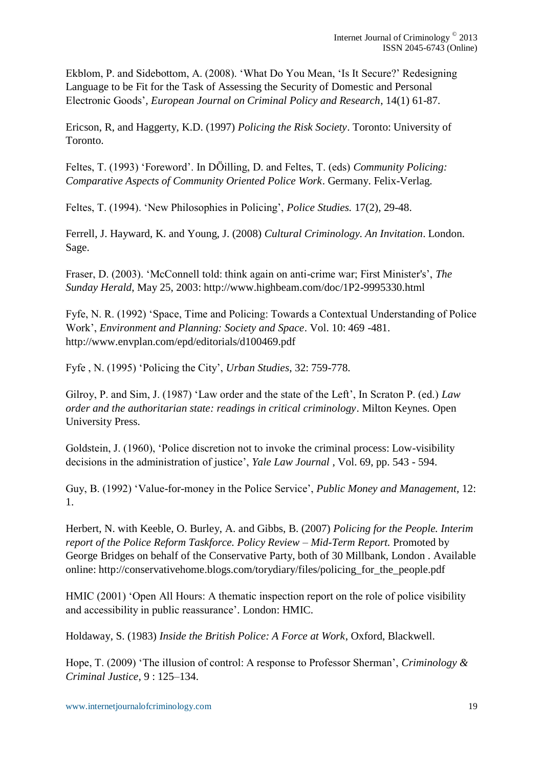Ekblom, P. and Sidebottom, A. (2008). ‘What Do You Mean, ‘Is It Secure?’ Redesigning Language to be Fit for the Task of Assessing the Security of Domestic and Personal Electronic Goods’, *European Journal on Criminal Policy and Research*, 14(1) 61-87.

Ericson, R, and Haggerty, K.D. (1997) *Policing the Risk Society*. Toronto: University of Toronto.

Feltes, T. (1993) ‘Foreword’. In DÖilling, D. and Feltes, T. (eds) *Community Policing: Comparative Aspects of Community Oriented Police Work*. Germany. Felix-Verlag.

Feltes, T. (1994). ‘New Philosophies in Policing’, *Police Studies.* 17(2), 29-48.

Ferrell, J. Hayward, K. and Young, J. (2008) *Cultural Criminology. An Invitation*. London. Sage.

Fraser, D. (2003). ‘McConnell told: think again on anti-crime war; First Minister's’, *The Sunday Herald*, May 25, 2003: http://www.highbeam.com/doc/1P2-9995330.html

Fyfe, N. R. (1992) ‘Space, Time and Policing: Towards a Contextual Understanding of Police Work’, *Environment and Planning: Society and Space*. Vol. 10: 469 -481. http://www.envplan.com/epd/editorials/d100469.pdf

Fyfe , N. (1995) ‘Policing the City’, *Urban Studies*, 32: 759-778.

Gilroy, P. and Sim, J. (1987) ‘Law order and the state of the Left’, In Scraton P. (ed.) *Law order and the authoritarian state: readings in critical criminology*. Milton Keynes. Open University Press.

Goldstein, J. (1960), ‘Police discretion not to invoke the criminal process: Low-visibility decisions in the administration of justice’, *Yale Law Journal* , Vol. 69, pp. 543 - 594.

Guy, B. (1992) ‘Value-for-money in the Police Service’, *Public Money and Management*, 12: 1.

Herbert, N. with Keeble, O. Burley, A. and Gibbs, B. (2007) *Policing for the People. Interim report of the Police Reform Taskforce. Policy Review – Mid-Term Report.* Promoted by George Bridges on behalf of the Conservative Party, both of 30 Millbank, London . Available online: http://conservativehome.blogs.com/torydiary/files/policing_for_the_people.pdf

HMIC (2001) ‘Open All Hours: A thematic inspection report on the role of police visibility and accessibility in public reassurance’. London: HMIC.

Holdaway, S. (1983) *Inside the British Police: A Force at Work*, Oxford, Blackwell.

Hope, T. (2009) ‘The illusion of control: A response to Professor Sherman’, *Criminology & Criminal Justice*, 9 : 125–134.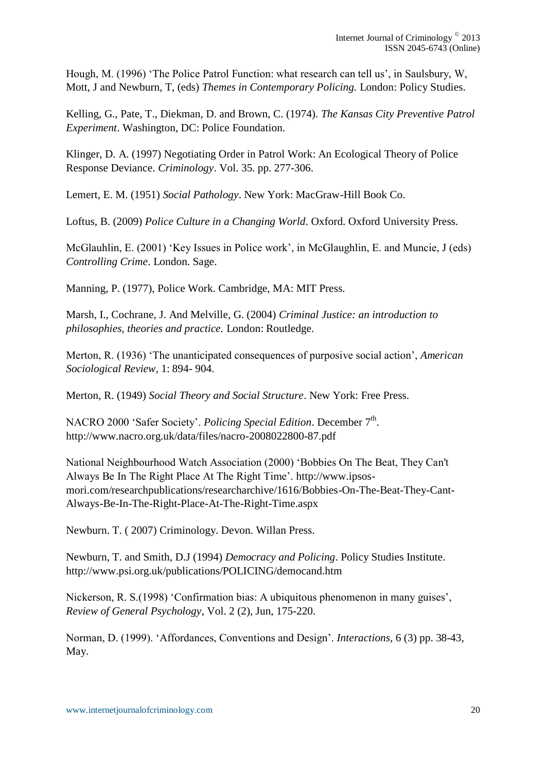Hough, M. (1996) 'The Police Patrol Function: what research can tell us', in Saulsbury, W, Mott, J and Newburn, T, (eds) *Themes in Contemporary Policing.* London: Policy Studies.

Kelling, G., Pate, T., Diekman, D. and Brown, C. (1974). *The Kansas City Preventive Patrol Experiment*. Washington, DC: Police Foundation.

Klinger, D. A. (1997) Negotiating Order in Patrol Work: An Ecological Theory of Police Response Deviance. *Criminology*. Vol. 35. pp. 277-306.

Lemert, E. M. (1951) *Social Pathology*. New York: MacGraw-Hill Book Co.

Loftus, B. (2009) *Police Culture in a Changing World*. Oxford. Oxford University Press.

McGlauhlin, E. (2001) 'Key Issues in Police work', in McGlaughlin, E. and Muncie, J (eds) *Controlling Crime*. London. Sage.

Manning, P. (1977), Police Work. Cambridge, MA: MIT Press.

Marsh, I., Cochrane, J. And Melville, G. (2004) *Criminal Justice: an introduction to philosophies, theories and practice.* London: Routledge.

Merton, R. (1936) 'The unanticipated consequences of purposive social action', *American Sociological Review*, 1: 894- 904.

Merton, R. (1949) *Social Theory and Social Structure*. New York: Free Press.

NACRO 2000 'Safer Society'. *Policing Special Edition*. December 7th. http://www.nacro.org.uk/data/files/nacro-2008022800-87.pdf

National Neighbourhood Watch Association (2000) 'Bobbies On The Beat, They Can't Always Be In The Right Place At The Right Time'. http://www.ipsos-mori.com/researchpublications/researcharchive/1616/Bobbies-On-The-Beat-They-Cant-Always-Be-In-The-Right-Place-At-The-Right-Time.aspx

Newburn. T. ( 2007) Criminology. Devon. Willan Press.

Newburn, T. and Smith, D.J (1994) *Democracy and Policing*. Policy Studies Institute. http://www.psi.org.uk/publications/POLICING/democand.htm

Nickerson, R. S.(1998) 'Confirmation bias: A ubiquitous phenomenon in many guises', *Review of General Psychology*, Vol. 2 (2), Jun, 175-220.

Norman, D. (1999). 'Affordances, Conventions and Design'. *Interactions*, 6 (3) pp. 38-43, May.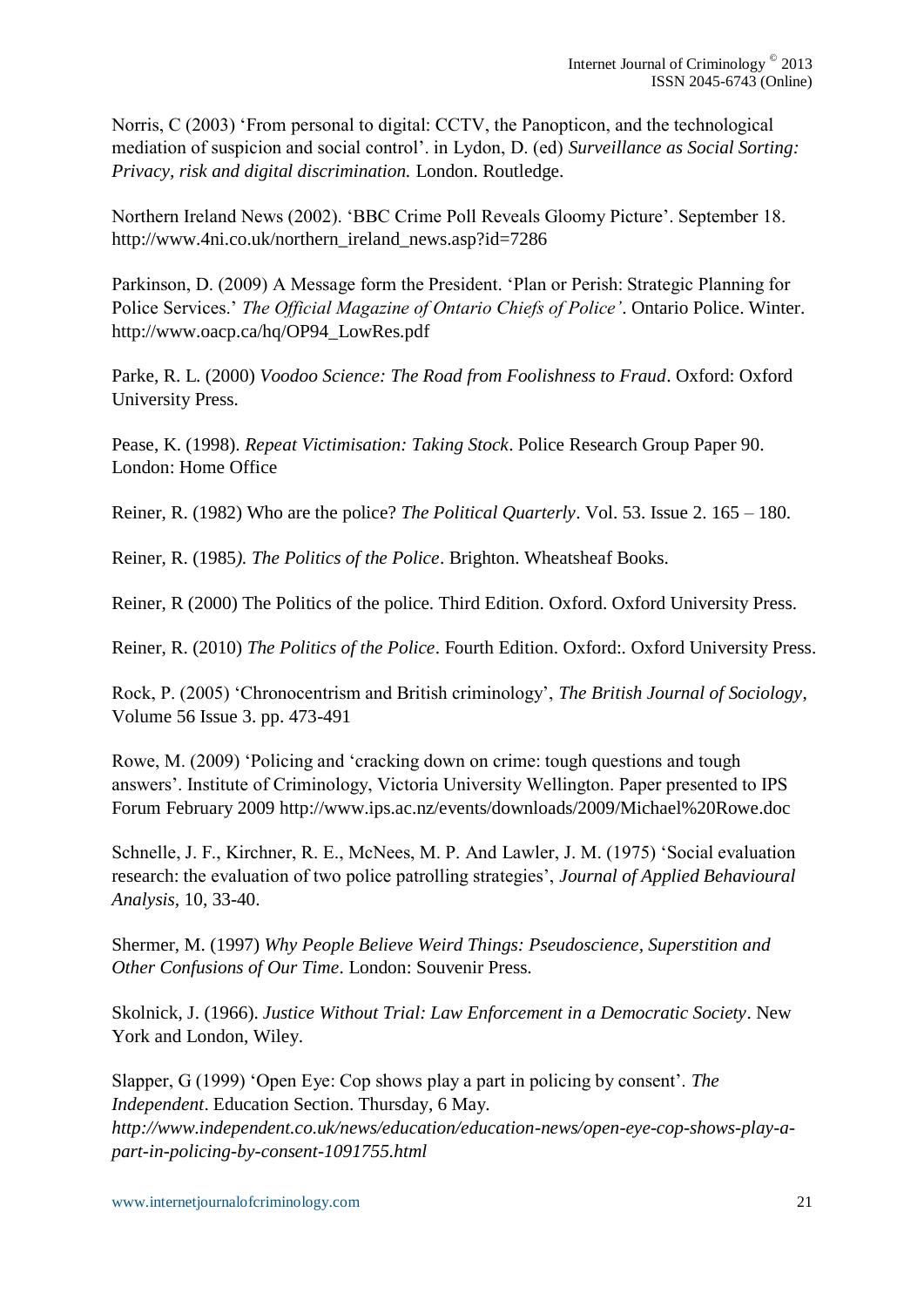Norris, C (2003) 'From personal to digital: CCTV, the Panopticon, and the technological mediation of suspicion and social control'. in Lydon, D. (ed) *Surveillance as Social Sorting: Privacy, risk and digital discrimination.* London. Routledge.

Northern Ireland News (2002). 'BBC Crime Poll Reveals Gloomy Picture'. September 18. http://www.4ni.co.uk/northern_ireland_news.asp?id=7286

Parkinson, D. (2009) A Message form the President. 'Plan or Perish: Strategic Planning for Police Services.' *The Official Magazine of Ontario Chiefs of Police'*. Ontario Police. Winter. http://www.oacp.ca/hq/OP94_LowRes.pdf

Parke, R. L. (2000) *Voodoo Science: The Road from Foolishness to Fraud*. Oxford: Oxford University Press.

Pease, K. (1998). *Repeat Victimisation: Taking Stock*. Police Research Group Paper 90. London: Home Office

Reiner, R. (1982) Who are the police? *The Political Quarterly*. Vol. 53. Issue 2. 165 – 180.

Reiner, R. (1985*). The Politics of the Police*. Brighton. Wheatsheaf Books.

Reiner, R (2000) The Politics of the police. Third Edition. Oxford. Oxford University Press.

Reiner, R. (2010) *The Politics of the Police*. Fourth Edition. Oxford:. Oxford University Press.

Rock, P. (2005) 'Chronocentrism and British criminology', *The British Journal of Sociology*, Volume 56 Issue 3. pp. 473-491

Rowe, M. (2009) 'Policing and 'cracking down on crime: tough questions and tough answers'. Institute of Criminology, Victoria University Wellington. Paper presented to IPS Forum February 2009 http://www.ips.ac.nz/events/downloads/2009/Michael%20Rowe.doc

Schnelle, J. F., Kirchner, R. E., McNees, M. P. And Lawler, J. M. (1975) 'Social evaluation research: the evaluation of two police patrolling strategies', *Journal of Applied Behavioural Analysis,* 10, 33-40.

Shermer, M. (1997) *Why People Believe Weird Things: Pseudoscience, Superstition and Other Confusions of Our Time*. London: Souvenir Press.

Skolnick, J. (1966). *Justice Without Trial: Law Enforcement in a Democratic Society*. New York and London, Wiley.

Slapper, G (1999) 'Open Eye: Cop shows play a part in policing by consent'. *The Independent*. Education Section. Thursday, 6 May. *http://www.independent.co.uk/news/education/education-news/open-eye-cop-shows-play-a-part-in-policing-by-consent-1091755.html*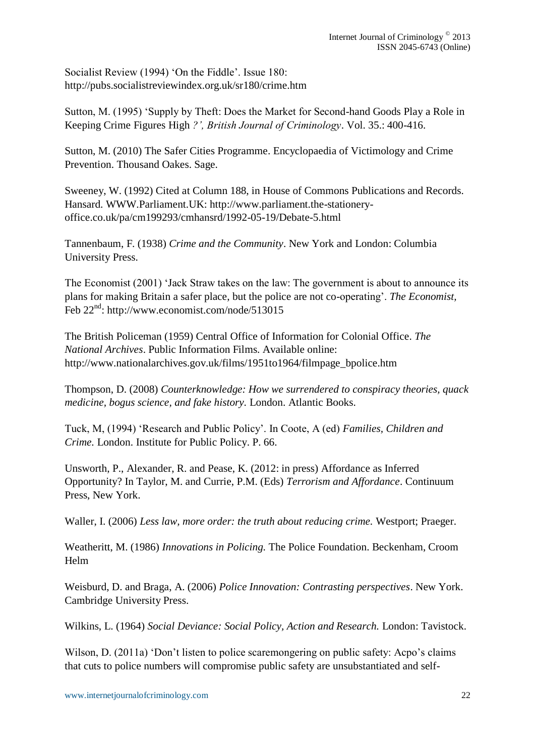Socialist Review (1994) 'On the Fiddle'. Issue 180: http://pubs.socialistreviewindex.org.uk/sr180/crime.htm

Sutton, M. (1995) 'Supply by Theft: Does the Market for Second-hand Goods Play a Role in Keeping Crime Figures High *?', British Journal of Criminology*. Vol. 35.: 400-416.

Sutton, M. (2010) The Safer Cities Programme. Encyclopaedia of Victimology and Crime Prevention. Thousand Oakes. Sage.

Sweeney, W. (1992) Cited at Column 188, in House of Commons Publications and Records. Hansard. WWW.Parliament.UK: http://www.parliament.the-stationery-office.co.uk/pa/cm199293/cmhansrd/1992-05-19/Debate-5.html

Tannenbaum, F. (1938) *Crime and the Community*. New York and London: Columbia University Press.

The Economist (2001) 'Jack Straw takes on the law: The government is about to announce its plans for making Britain a safer place, but the police are not co-operating'. *The Economist,* Feb 22nd: http://www.economist.com/node/513015

The British Policeman (1959) Central Office of Information for Colonial Office. *The National Archives*. Public Information Films. Available online: http://www.nationalarchives.gov.uk/films/1951to1964/filmpage_bpolice.htm

Thompson, D. (2008) *Counterknowledge: How we surrendered to conspiracy theories, quack medicine, bogus science, and fake history.* London. Atlantic Books.

Tuck, M, (1994) 'Research and Public Policy'. In Coote, A (ed) *Families, Children and Crime.* London. Institute for Public Policy. P. 66.

Unsworth, P., Alexander, R. and Pease, K. (2012: in press) Affordance as Inferred Opportunity? In Taylor, M. and Currie, P.M. (Eds) *Terrorism and Affordance*. Continuum Press, New York.

Waller, I. (2006) *Less law, more order: the truth about reducing crime.* Westport; Praeger.

Weatheritt, M. (1986) *Innovations in Policing.* The Police Foundation. Beckenham, Croom Helm

Weisburd, D. and Braga, A. (2006) *Police Innovation: Contrasting perspectives*. New York. Cambridge University Press.

Wilkins, L. (1964) *Social Deviance: Social Policy, Action and Research.* London: Tavistock.

Wilson, D. (2011a) 'Don't listen to police scaremongering on public safety: Acpo's claims that cuts to police numbers will compromise public safety are unsubstantiated and self-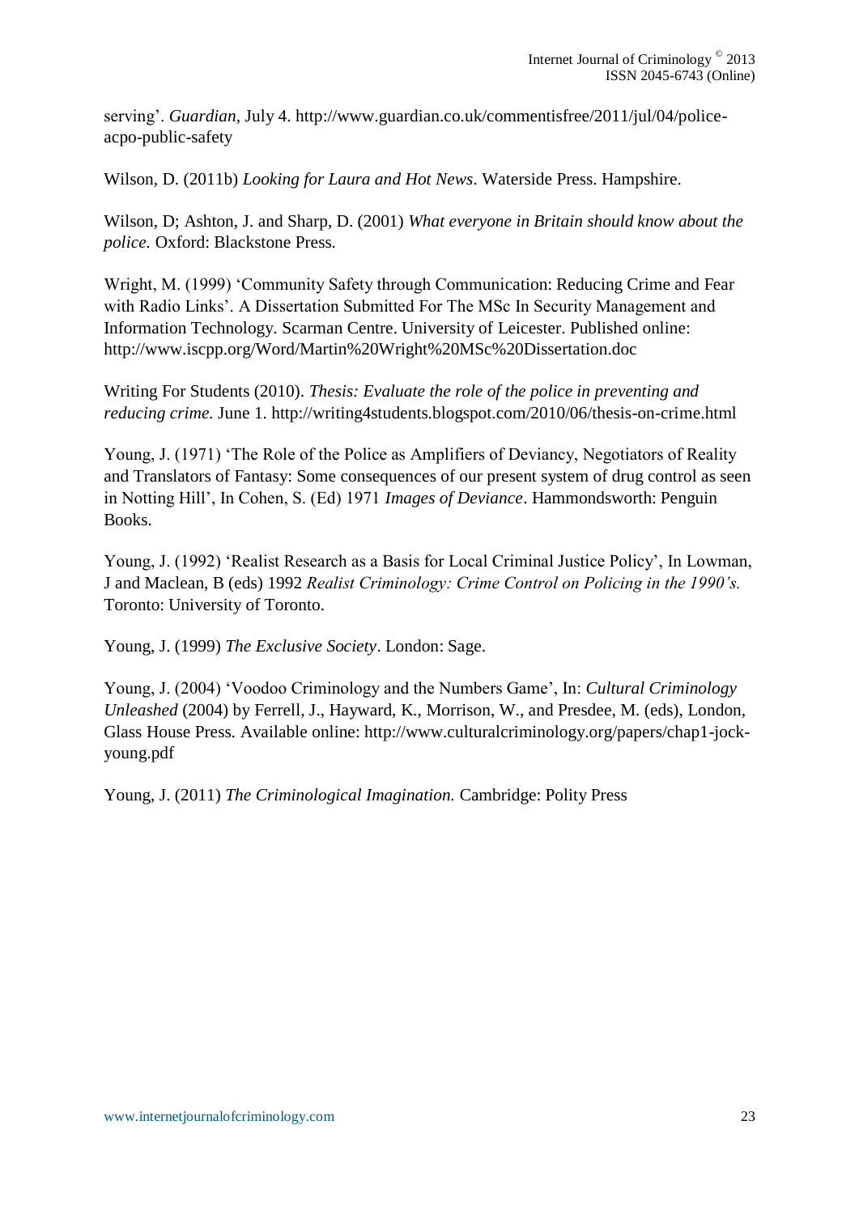serving'. *Guardian*, July 4. http://www.guardian.co.uk/commentisfree/2011/jul/04/police-acpo-public-safety

Wilson, D. (2011b) *Looking for Laura and Hot News*. Waterside Press. Hampshire.

Wilson, D; Ashton, J. and Sharp, D. (2001) *What everyone in Britain should know about the police.* Oxford: Blackstone Press.

Wright, M. (1999) 'Community Safety through Communication: Reducing Crime and Fear with Radio Links'. A Dissertation Submitted For The MSc In Security Management and Information Technology. Scarman Centre. University of Leicester. Published online: http://www.iscpp.org/Word/Martin%20Wright%20MSc%20Dissertation.doc

Writing For Students (2010). *Thesis: Evaluate the role of the police in preventing and reducing crime.* June 1. http://writing4students.blogspot.com/2010/06/thesis-on-crime.html

Young, J. (1971) 'The Role of the Police as Amplifiers of Deviancy, Negotiators of Reality and Translators of Fantasy: Some consequences of our present system of drug control as seen in Notting Hill', In Cohen, S. (Ed) 1971 *Images of Deviance*. Hammondsworth: Penguin Books.

Young, J. (1992) 'Realist Research as a Basis for Local Criminal Justice Policy', In Lowman, J and Maclean, B (eds) 1992 *Realist Criminology: Crime Control on Policing in the 1990's.* Toronto: University of Toronto.

Young, J. (1999) *The Exclusive Society*. London: Sage.

Young, J. (2004) 'Voodoo Criminology and the Numbers Game', In: *Cultural Criminology Unleashed* (2004) by Ferrell, J., Hayward, K., Morrison, W., and Presdee, M. (eds), London, Glass House Press. Available online: http://www.culturalcriminology.org/papers/chap1-jock-young.pdf

Young, J. (2011) *The Criminological Imagination.* Cambridge: Polity Press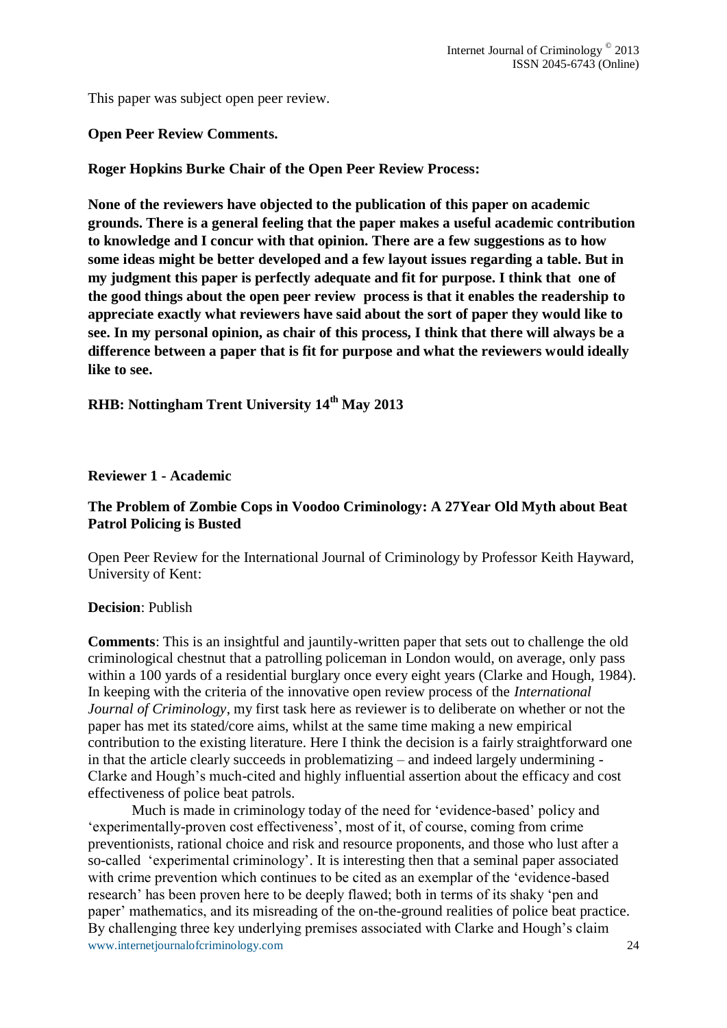This paper was subject open peer review.

**Open Peer Review Comments.**

**Roger Hopkins Burke Chair of the Open Peer Review Process:**

**None of the reviewers have objected to the publication of this paper on academic grounds. There is a general feeling that the paper makes a useful academic contribution to knowledge and I concur with that opinion. There are a few suggestions as to how some ideas might be better developed and a few layout issues regarding a table. But in my judgment this paper is perfectly adequate and fit for purpose. I think that one of the good things about the open peer review process is that it enables the readership to appreciate exactly what reviewers have said about the sort of paper they would like to see. In my personal opinion, as chair of this process, I think that there will always be a difference between a paper that is fit for purpose and what the reviewers would ideally like to see.**

**RHB: Nottingham Trent University 14th May 2013**

**Reviewer 1 - Academic**

**The Problem of Zombie Cops in Voodoo Criminology: A 27Year Old Myth about Beat Patrol Policing is Busted**

Open Peer Review for the International Journal of Criminology by Professor Keith Hayward, University of Kent:

**Decision**: Publish

**Comments**: This is an insightful and jauntily-written paper that sets out to challenge the old criminological chestnut that a patrolling policeman in London would, on average, only pass within a 100 yards of a residential burglary once every eight years (Clarke and Hough, 1984). In keeping with the criteria of the innovative open review process of the *International Journal of Criminology*, my first task here as reviewer is to deliberate on whether or not the paper has met its stated/core aims, whilst at the same time making a new empirical contribution to the existing literature. Here I think the decision is a fairly straightforward one in that the article clearly succeeds in problematizing – and indeed largely undermining - Clarke and Hough's much-cited and highly influential assertion about the efficacy and cost effectiveness of police beat patrols.

Much is made in criminology today of the need for 'evidence-based' policy and 'experimentally-proven cost effectiveness', most of it, of course, coming from crime preventionists, rational choice and risk and resource proponents, and those who lust after a so-called 'experimental criminology'. It is interesting then that a seminal paper associated with crime prevention which continues to be cited as an exemplar of the 'evidence-based research' has been proven here to be deeply flawed; both in terms of its shaky 'pen and paper' mathematics, and its misreading of the on-the-ground realities of police beat practice. By challenging three key underlying premises associated with Clarke and Hough's claim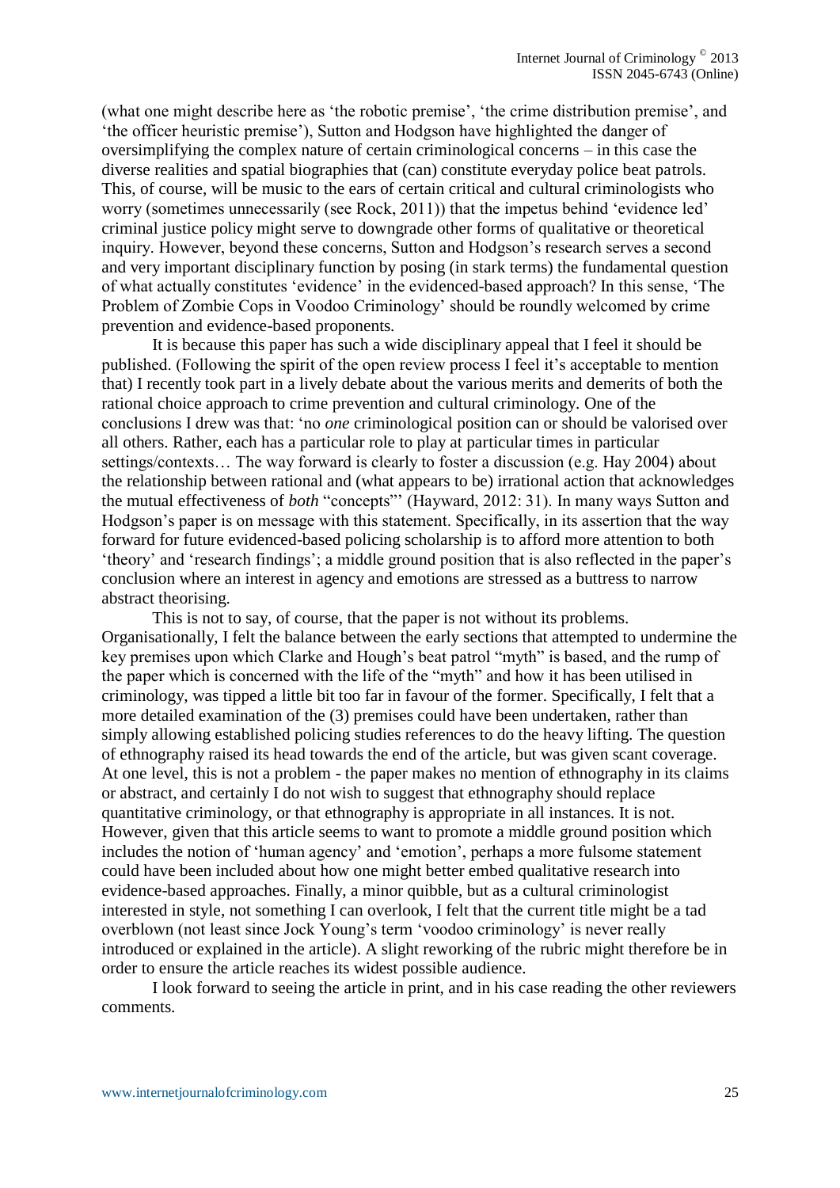(what one might describe here as 'the robotic premise', 'the crime distribution premise', and 'the officer heuristic premise'), Sutton and Hodgson have highlighted the danger of oversimplifying the complex nature of certain criminological concerns – in this case the diverse realities and spatial biographies that (can) constitute everyday police beat patrols. This, of course, will be music to the ears of certain critical and cultural criminologists who worry (sometimes unnecessarily (see Rock, 2011)) that the impetus behind 'evidence led' criminal justice policy might serve to downgrade other forms of qualitative or theoretical inquiry. However, beyond these concerns, Sutton and Hodgson's research serves a second and very important disciplinary function by posing (in stark terms) the fundamental question of what actually constitutes 'evidence' in the evidenced-based approach? In this sense, 'The Problem of Zombie Cops in Voodoo Criminology' should be roundly welcomed by crime prevention and evidence-based proponents.

It is because this paper has such a wide disciplinary appeal that I feel it should be published. (Following the spirit of the open review process I feel it's acceptable to mention that) I recently took part in a lively debate about the various merits and demerits of both the rational choice approach to crime prevention and cultural criminology. One of the conclusions I drew was that: 'no *one* criminological position can or should be valorised over all others. Rather, each has a particular role to play at particular times in particular settings/contexts… The way forward is clearly to foster a discussion (e.g. Hay 2004) about the relationship between rational and (what appears to be) irrational action that acknowledges the mutual effectiveness of *both* "concepts"' (Hayward, 2012: 31). In many ways Sutton and Hodgson's paper is on message with this statement. Specifically, in its assertion that the way forward for future evidenced-based policing scholarship is to afford more attention to both 'theory' and 'research findings'; a middle ground position that is also reflected in the paper's conclusion where an interest in agency and emotions are stressed as a buttress to narrow abstract theorising.

This is not to say, of course, that the paper is not without its problems. Organisationally, I felt the balance between the early sections that attempted to undermine the key premises upon which Clarke and Hough's beat patrol "myth" is based, and the rump of the paper which is concerned with the life of the "myth" and how it has been utilised in criminology, was tipped a little bit too far in favour of the former. Specifically, I felt that a more detailed examination of the (3) premises could have been undertaken, rather than simply allowing established policing studies references to do the heavy lifting. The question of ethnography raised its head towards the end of the article, but was given scant coverage. At one level, this is not a problem - the paper makes no mention of ethnography in its claims or abstract, and certainly I do not wish to suggest that ethnography should replace quantitative criminology, or that ethnography is appropriate in all instances. It is not. However, given that this article seems to want to promote a middle ground position which includes the notion of 'human agency' and 'emotion', perhaps a more fulsome statement could have been included about how one might better embed qualitative research into evidence-based approaches. Finally, a minor quibble, but as a cultural criminologist interested in style, not something I can overlook, I felt that the current title might be a tad overblown (not least since Jock Young's term 'voodoo criminology' is never really introduced or explained in the article). A slight reworking of the rubric might therefore be in order to ensure the article reaches its widest possible audience.

I look forward to seeing the article in print, and in his case reading the other reviewers comments.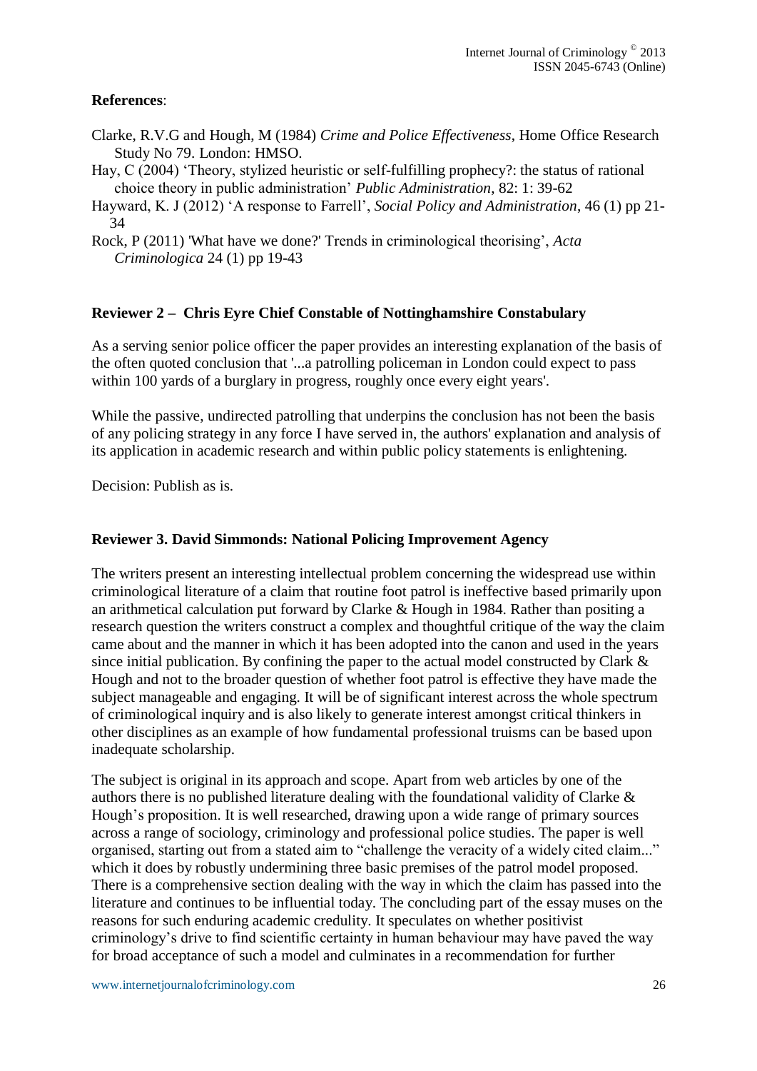**References**:

Clarke, R.V.G and Hough, M (1984) *Crime and Police Effectiveness*, Home Office Research Study No 79. London: HMSO.

Hay, C (2004) 'Theory, stylized heuristic or self-fulfilling prophecy?: the status of rational choice theory in public administration' *Public Administration*, 82: 1: 39-62

Hayward, K. J (2012) 'A response to Farrell', *Social Policy and Administration*, 46 (1) pp 21-34

Rock, P (2011) 'What have we done?' Trends in criminological theorising', *Acta Criminologica* 24 (1) pp 19-43

**Reviewer 2 – Chris Eyre Chief Constable of Nottinghamshire Constabulary**

As a serving senior police officer the paper provides an interesting explanation of the basis of the often quoted conclusion that '...a patrolling policeman in London could expect to pass within 100 yards of a burglary in progress, roughly once every eight years'.

While the passive, undirected patrolling that underpins the conclusion has not been the basis of any policing strategy in any force I have served in, the authors' explanation and analysis of its application in academic research and within public policy statements is enlightening.

Decision: Publish as is.

**Reviewer 3. David Simmonds: National Policing Improvement Agency**

The writers present an interesting intellectual problem concerning the widespread use within criminological literature of a claim that routine foot patrol is ineffective based primarily upon an arithmetical calculation put forward by Clarke & Hough in 1984. Rather than positing a research question the writers construct a complex and thoughtful critique of the way the claim came about and the manner in which it has been adopted into the canon and used in the years since initial publication. By confining the paper to the actual model constructed by Clark & Hough and not to the broader question of whether foot patrol is effective they have made the subject manageable and engaging. It will be of significant interest across the whole spectrum of criminological inquiry and is also likely to generate interest amongst critical thinkers in other disciplines as an example of how fundamental professional truisms can be based upon inadequate scholarship.

The subject is original in its approach and scope. Apart from web articles by one of the authors there is no published literature dealing with the foundational validity of Clarke & Hough's proposition. It is well researched, drawing upon a wide range of primary sources across a range of sociology, criminology and professional police studies. The paper is well organised, starting out from a stated aim to "challenge the veracity of a widely cited claim..." which it does by robustly undermining three basic premises of the patrol model proposed. There is a comprehensive section dealing with the way in which the claim has passed into the literature and continues to be influential today. The concluding part of the essay muses on the reasons for such enduring academic credulity. It speculates on whether positivist criminology's drive to find scientific certainty in human behaviour may have paved the way for broad acceptance of such a model and culminates in a recommendation for further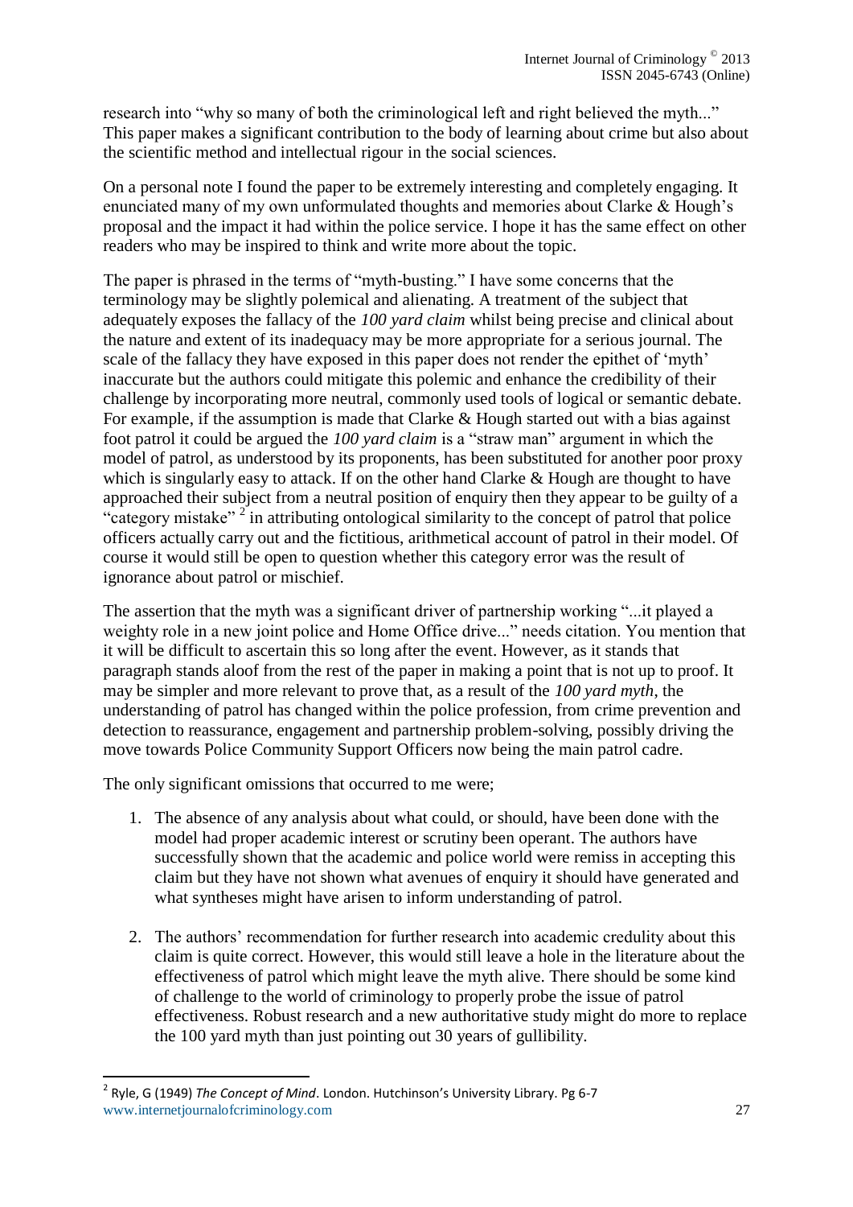research into "why so many of both the criminological left and right believed the myth..." This paper makes a significant contribution to the body of learning about crime but also about the scientific method and intellectual rigour in the social sciences.

On a personal note I found the paper to be extremely interesting and completely engaging. It enunciated many of my own unformulated thoughts and memories about Clarke & Hough's proposal and the impact it had within the police service. I hope it has the same effect on other readers who may be inspired to think and write more about the topic.

The paper is phrased in the terms of "myth-busting." I have some concerns that the terminology may be slightly polemical and alienating. A treatment of the subject that adequately exposes the fallacy of the *100 yard claim* whilst being precise and clinical about the nature and extent of its inadequacy may be more appropriate for a serious journal. The scale of the fallacy they have exposed in this paper does not render the epithet of 'myth' inaccurate but the authors could mitigate this polemic and enhance the credibility of their challenge by incorporating more neutral, commonly used tools of logical or semantic debate. For example, if the assumption is made that Clarke & Hough started out with a bias against foot patrol it could be argued the *100 yard claim* is a "straw man" argument in which the model of patrol, as understood by its proponents, has been substituted for another poor proxy which is singularly easy to attack. If on the other hand Clarke & Hough are thought to have approached their subject from a neutral position of enquiry then they appear to be guilty of a "category mistake" [2] in attributing ontological similarity to the concept of patrol that police officers actually carry out and the fictitious, arithmetical account of patrol in their model. Of course it would still be open to question whether this category error was the result of ignorance about patrol or mischief.

The assertion that the myth was a significant driver of partnership working "...it played a weighty role in a new joint police and Home Office drive..." needs citation. You mention that it will be difficult to ascertain this so long after the event. However, as it stands that paragraph stands aloof from the rest of the paper in making a point that is not up to proof. It may be simpler and more relevant to prove that, as a result of the *100 yard myth*, the understanding of patrol has changed within the police profession, from crime prevention and detection to reassurance, engagement and partnership problem-solving, possibly driving the move towards Police Community Support Officers now being the main patrol cadre.

The only significant omissions that occurred to me were;

1. The absence of any analysis about what could, or should, have been done with the model had proper academic interest or scrutiny been operant. The authors have successfully shown that the academic and police world were remiss in accepting this claim but they have not shown what avenues of enquiry it should have generated and what syntheses might have arisen to inform understanding of patrol.

2. The authors' recommendation for further research into academic credulity about this claim is quite correct. However, this would still leave a hole in the literature about the effectiveness of patrol which might leave the myth alive. There should be some kind of challenge to the world of criminology to properly probe the issue of patrol effectiveness. Robust research and a new authoritative study might do more to replace the 100 yard myth than just pointing out 30 years of gullibility.

---

[2] Ryle, G (1949) *The Concept of Mind*. London. Hutchinson's University Library. Pg 6-7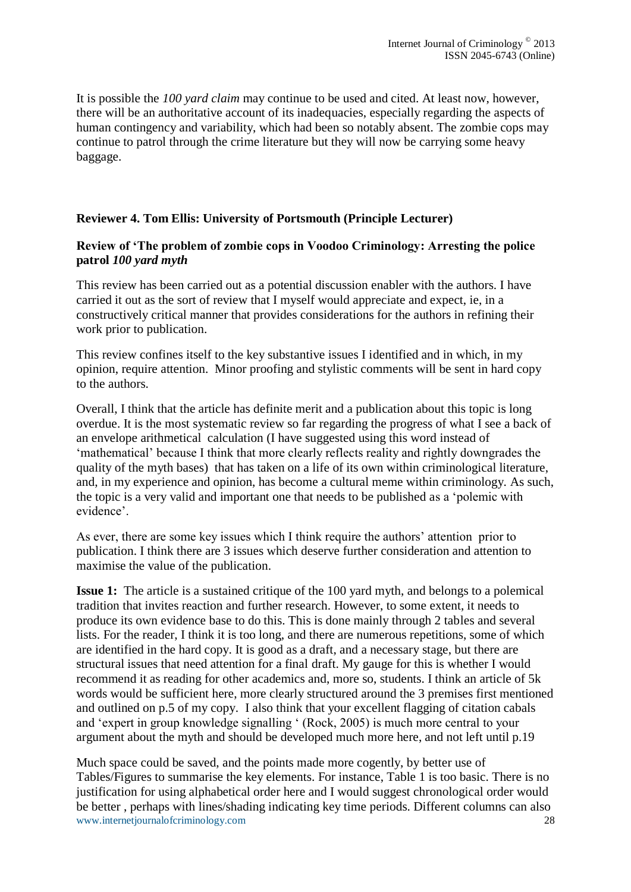It is possible the *100 yard claim* may continue to be used and cited. At least now, however, there will be an authoritative account of its inadequacies, especially regarding the aspects of human contingency and variability, which had been so notably absent. The zombie cops may continue to patrol through the crime literature but they will now be carrying some heavy baggage.

**Reviewer 4. Tom Ellis: University of Portsmouth (Principle Lecturer)**

**Review of 'The problem of zombie cops in Voodoo Criminology: Arresting the police patrol *100 yard myth***

This review has been carried out as a potential discussion enabler with the authors. I have carried it out as the sort of review that I myself would appreciate and expect, ie, in a constructively critical manner that provides considerations for the authors in refining their work prior to publication.

This review confines itself to the key substantive issues I identified and in which, in my opinion, require attention. Minor proofing and stylistic comments will be sent in hard copy to the authors.

Overall, I think that the article has definite merit and a publication about this topic is long overdue. It is the most systematic review so far regarding the progress of what I see a back of an envelope arithmetical calculation (I have suggested using this word instead of 'mathematical' because I think that more clearly reflects reality and rightly downgrades the quality of the myth bases) that has taken on a life of its own within criminological literature, and, in my experience and opinion, has become a cultural meme within criminology. As such, the topic is a very valid and important one that needs to be published as a 'polemic with evidence'.

As ever, there are some key issues which I think require the authors' attention prior to publication. I think there are 3 issues which deserve further consideration and attention to maximise the value of the publication.

**Issue 1:** The article is a sustained critique of the 100 yard myth, and belongs to a polemical tradition that invites reaction and further research. However, to some extent, it needs to produce its own evidence base to do this. This is done mainly through 2 tables and several lists. For the reader, I think it is too long, and there are numerous repetitions, some of which are identified in the hard copy. It is good as a draft, and a necessary stage, but there are structural issues that need attention for a final draft. My gauge for this is whether I would recommend it as reading for other academics and, more so, students. I think an article of 5k words would be sufficient here, more clearly structured around the 3 premises first mentioned and outlined on p.5 of my copy. I also think that your excellent flagging of citation cabals and 'expert in group knowledge signalling ' (Rock, 2005) is much more central to your argument about the myth and should be developed much more here, and not left until p.19

Much space could be saved, and the points made more cogently, by better use of Tables/Figures to summarise the key elements. For instance, Table 1 is too basic. There is no justification for using alphabetical order here and I would suggest chronological order would be better , perhaps with lines/shading indicating key time periods. Different columns can also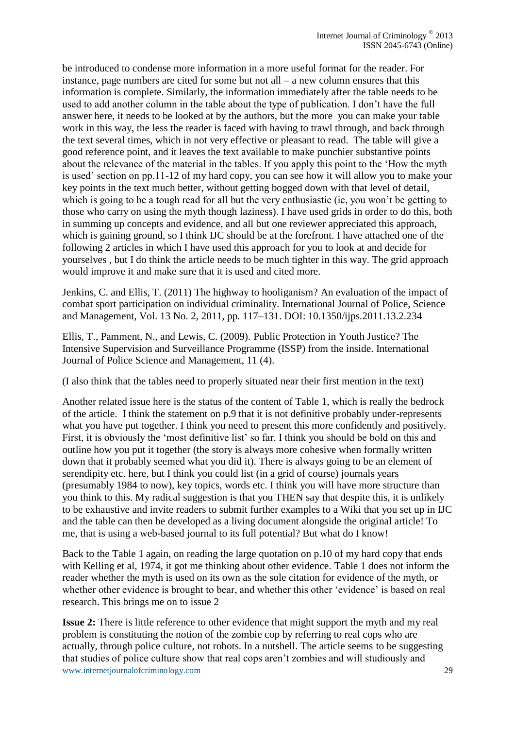be introduced to condense more information in a more useful format for the reader. For instance, page numbers are cited for some but not all – a new column ensures that this information is complete. Similarly, the information immediately after the table needs to be used to add another column in the table about the type of publication. I don't have the full answer here, it needs to be looked at by the authors, but the more you can make your table work in this way, the less the reader is faced with having to trawl through, and back through the text several times, which in not very effective or pleasant to read. The table will give a good reference point, and it leaves the text available to make punchier substantive points about the relevance of the material in the tables. If you apply this point to the 'How the myth is used' section on pp.11-12 of my hard copy, you can see how it will allow you to make your key points in the text much better, without getting bogged down with that level of detail, which is going to be a tough read for all but the very enthusiastic (ie, you won't be getting to those who carry on using the myth though laziness). I have used grids in order to do this, both in summing up concepts and evidence, and all but one reviewer appreciated this approach, which is gaining ground, so I think IJC should be at the forefront. I have attached one of the following 2 articles in which I have used this approach for you to look at and decide for yourselves , but I do think the article needs to be much tighter in this way. The grid approach would improve it and make sure that it is used and cited more.

Jenkins, C. and Ellis, T. (2011) The highway to hooliganism? An evaluation of the impact of combat sport participation on individual criminality. International Journal of Police, Science and Management, Vol. 13 No. 2, 2011, pp. 117–131. DOI: 10.1350/ijps.2011.13.2.234

Ellis, T., Pamment, N., and Lewis, C. (2009). Public Protection in Youth Justice? The Intensive Supervision and Surveillance Programme (ISSP) from the inside. International Journal of Police Science and Management, 11 (4).

(I also think that the tables need to properly situated near their first mention in the text)

Another related issue here is the status of the content of Table 1, which is really the bedrock of the article. I think the statement on p.9 that it is not definitive probably under-represents what you have put together. I think you need to present this more confidently and positively. First, it is obviously the 'most definitive list' so far. I think you should be bold on this and outline how you put it together (the story is always more cohesive when formally written down that it probably seemed what you did it). There is always going to be an element of serendipity etc. here, but I think you could list (in a grid of course) journals years (presumably 1984 to now), key topics, words etc. I think you will have more structure than you think to this. My radical suggestion is that you THEN say that despite this, it is unlikely to be exhaustive and invite readers to submit further examples to a Wiki that you set up in IJC and the table can then be developed as a living document alongside the original article! To me, that is using a web-based journal to its full potential? But what do I know!

Back to the Table 1 again, on reading the large quotation on p.10 of my hard copy that ends with Kelling et al, 1974, it got me thinking about other evidence. Table 1 does not inform the reader whether the myth is used on its own as the sole citation for evidence of the myth, or whether other evidence is brought to bear, and whether this other 'evidence' is based on real research. This brings me on to issue 2

**Issue 2:** There is little reference to other evidence that might support the myth and my real problem is constituting the notion of the zombie cop by referring to real cops who are actually, through police culture, not robots. In a nutshell. The article seems to be suggesting that studies of police culture show that real cops aren't zombies and will studiously and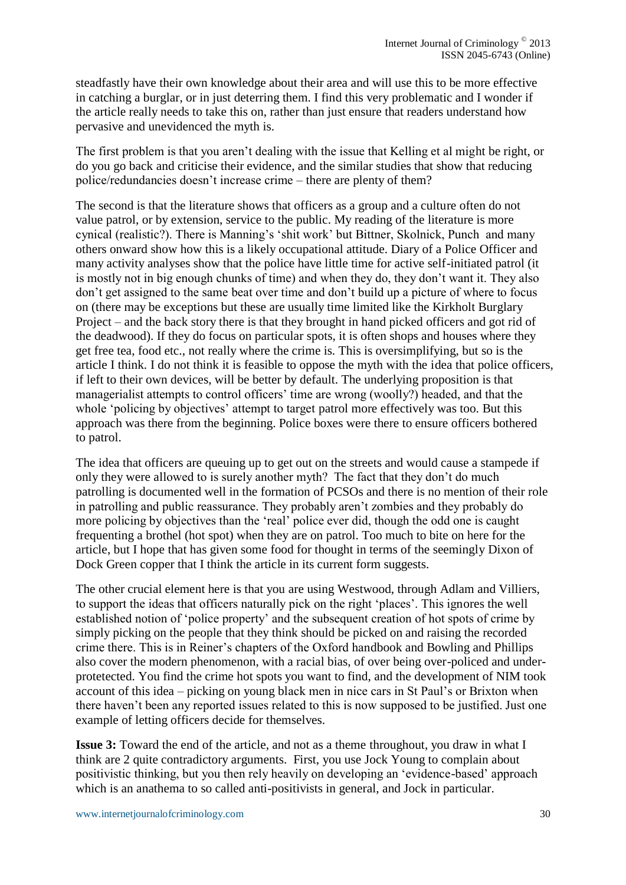steadfastly have their own knowledge about their area and will use this to be more effective in catching a burglar, or in just deterring them. I find this very problematic and I wonder if the article really needs to take this on, rather than just ensure that readers understand how pervasive and unevidenced the myth is.

The first problem is that you aren't dealing with the issue that Kelling et al might be right, or do you go back and criticise their evidence, and the similar studies that show that reducing police/redundancies doesn't increase crime – there are plenty of them?

The second is that the literature shows that officers as a group and a culture often do not value patrol, or by extension, service to the public. My reading of the literature is more cynical (realistic?). There is Manning's 'shit work' but Bittner, Skolnick, Punch and many others onward show how this is a likely occupational attitude. Diary of a Police Officer and many activity analyses show that the police have little time for active self-initiated patrol (it is mostly not in big enough chunks of time) and when they do, they don't want it. They also don't get assigned to the same beat over time and don't build up a picture of where to focus on (there may be exceptions but these are usually time limited like the Kirkholt Burglary Project – and the back story there is that they brought in hand picked officers and got rid of the deadwood). If they do focus on particular spots, it is often shops and houses where they get free tea, food etc., not really where the crime is. This is oversimplifying, but so is the article I think. I do not think it is feasible to oppose the myth with the idea that police officers, if left to their own devices, will be better by default. The underlying proposition is that managerialist attempts to control officers' time are wrong (woolly?) headed, and that the whole 'policing by objectives' attempt to target patrol more effectively was too. But this approach was there from the beginning. Police boxes were there to ensure officers bothered to patrol.

The idea that officers are queuing up to get out on the streets and would cause a stampede if only they were allowed to is surely another myth? The fact that they don't do much patrolling is documented well in the formation of PCSOs and there is no mention of their role in patrolling and public reassurance. They probably aren't zombies and they probably do more policing by objectives than the 'real' police ever did, though the odd one is caught frequenting a brothel (hot spot) when they are on patrol. Too much to bite on here for the article, but I hope that has given some food for thought in terms of the seemingly Dixon of Dock Green copper that I think the article in its current form suggests.

The other crucial element here is that you are using Westwood, through Adlam and Villiers, to support the ideas that officers naturally pick on the right 'places'. This ignores the well established notion of 'police property' and the subsequent creation of hot spots of crime by simply picking on the people that they think should be picked on and raising the recorded crime there. This is in Reiner's chapters of the Oxford handbook and Bowling and Phillips also cover the modern phenomenon, with a racial bias, of over being over-policed and under-protetected. You find the crime hot spots you want to find, and the development of NIM took account of this idea – picking on young black men in nice cars in St Paul's or Brixton when there haven't been any reported issues related to this is now supposed to be justified. Just one example of letting officers decide for themselves.

**Issue 3:** Toward the end of the article, and not as a theme throughout, you draw in what I think are 2 quite contradictory arguments. First, you use Jock Young to complain about positivistic thinking, but you then rely heavily on developing an 'evidence-based' approach which is an anathema to so called anti-positivists in general, and Jock in particular.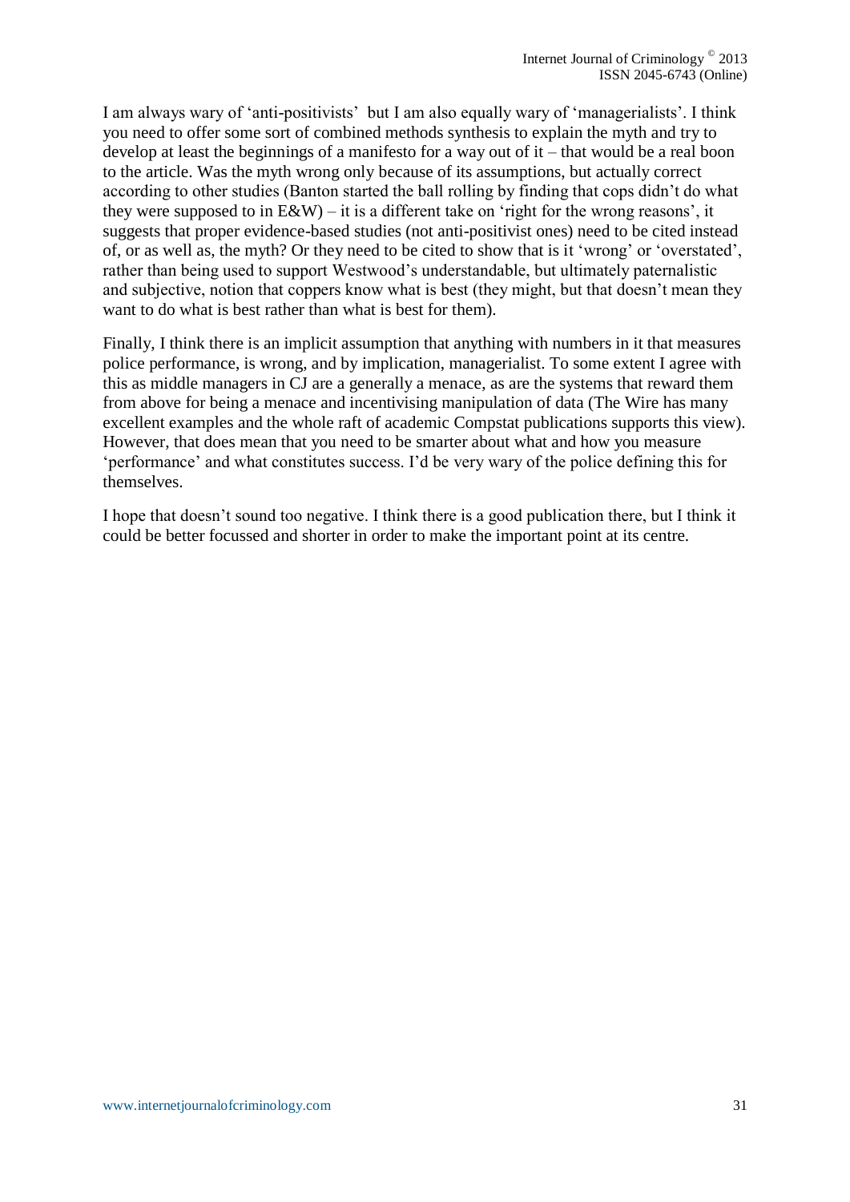I am always wary of 'anti-positivists' but I am also equally wary of 'managerialists'. I think you need to offer some sort of combined methods synthesis to explain the myth and try to develop at least the beginnings of a manifesto for a way out of it – that would be a real boon to the article. Was the myth wrong only because of its assumptions, but actually correct according to other studies (Banton started the ball rolling by finding that cops didn't do what they were supposed to in E&W) – it is a different take on 'right for the wrong reasons', it suggests that proper evidence-based studies (not anti-positivist ones) need to be cited instead of, or as well as, the myth? Or they need to be cited to show that is it 'wrong' or 'overstated', rather than being used to support Westwood's understandable, but ultimately paternalistic and subjective, notion that coppers know what is best (they might, but that doesn't mean they want to do what is best rather than what is best for them).

Finally, I think there is an implicit assumption that anything with numbers in it that measures police performance, is wrong, and by implication, managerialist. To some extent I agree with this as middle managers in CJ are a generally a menace, as are the systems that reward them from above for being a menace and incentivising manipulation of data (The Wire has many excellent examples and the whole raft of academic Compstat publications supports this view). However, that does mean that you need to be smarter about what and how you measure 'performance' and what constitutes success. I'd be very wary of the police defining this for themselves.

I hope that doesn't sound too negative. I think there is a good publication there, but I think it could be better focussed and shorter in order to make the important point at its centre.